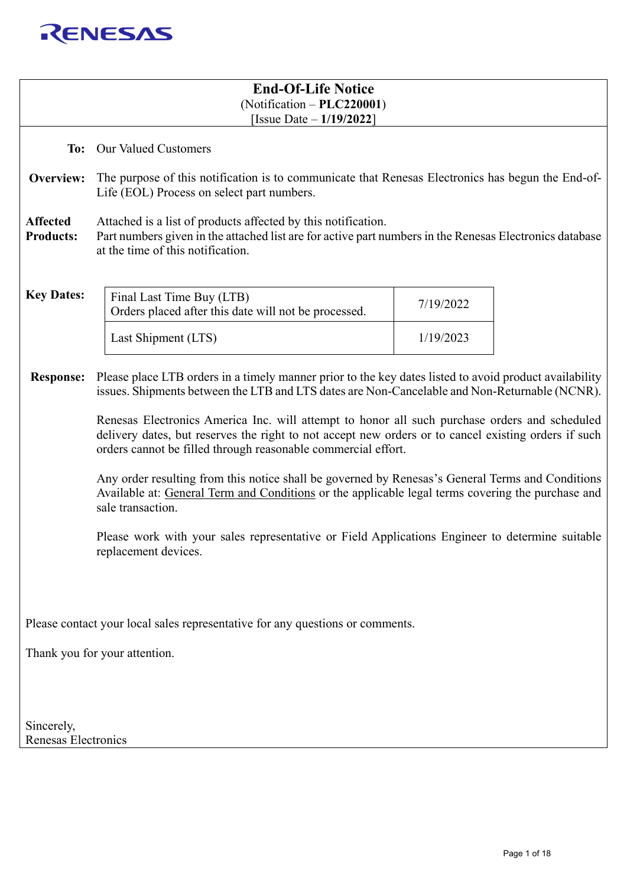RENESAS

# End-Of-Life Notice

(Notification – **PLC220001**)
[Issue Date – **1/19/2022**]

**To:** Our Valued Customers

**Overview:** The purpose of this notification is to communicate that Renesas Electronics has begun the End-of-Life (EOL) Process on select part numbers.

**Affected Products:** Attached is a list of products affected by this notification.
Part numbers given in the attached list are for active part numbers in the Renesas Electronics database at the time of this notification.

**Key Dates:**

| | |
|---|---|
| Final Last Time Buy (LTB)<br>Orders placed after this date will not be processed. | 7/19/2022 |
| Last Shipment (LTS) | 1/19/2023 |

**Response:** Please place LTB orders in a timely manner prior to the key dates listed to avoid product availability issues. Shipments between the LTB and LTS dates are Non-Cancelable and Non-Returnable (NCNR).

Renesas Electronics America Inc. will attempt to honor all such purchase orders and scheduled delivery dates, but reserves the right to not accept new orders or to cancel existing orders if such orders cannot be filled through reasonable commercial effort.

Any order resulting from this notice shall be governed by Renesas's General Terms and Conditions Available at: General Term and Conditions or the applicable legal terms covering the purchase and sale transaction.

Please work with your sales representative or Field Applications Engineer to determine suitable replacement devices.

Please contact your local sales representative for any questions or comments.

Thank you for your attention.

Sincerely,
Renesas Electronics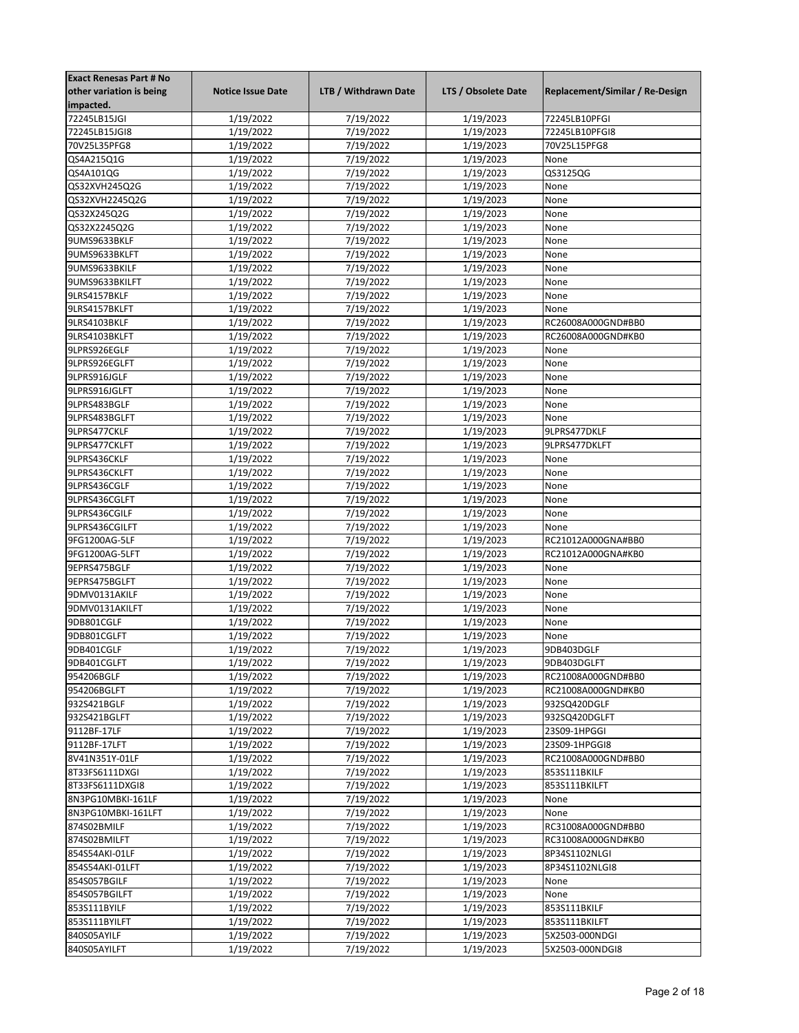| Exact Renesas Part # No other variation is being impacted. | Notice Issue Date | LTB / Withdrawn Date | LTS / Obsolete Date | Replacement/Similar / Re-Design |
|---|---|---|---|---|
| 72245LB15JGI | 1/19/2022 | 7/19/2022 | 1/19/2023 | 72245LB10PFGI |
| 72245LB15JGI8 | 1/19/2022 | 7/19/2022 | 1/19/2023 | 72245LB10PFGI8 |
| 70V25L35PFG8 | 1/19/2022 | 7/19/2022 | 1/19/2023 | 70V25L15PFG8 |
| QS4A215Q1G | 1/19/2022 | 7/19/2022 | 1/19/2023 | None |
| QS4A101QG | 1/19/2022 | 7/19/2022 | 1/19/2023 | QS3125QG |
| QS32XVH245Q2G | 1/19/2022 | 7/19/2022 | 1/19/2023 | None |
| QS32XVH2245Q2G | 1/19/2022 | 7/19/2022 | 1/19/2023 | None |
| QS32X245Q2G | 1/19/2022 | 7/19/2022 | 1/19/2023 | None |
| QS32X2245Q2G | 1/19/2022 | 7/19/2022 | 1/19/2023 | None |
| 9UMS9633BKLF | 1/19/2022 | 7/19/2022 | 1/19/2023 | None |
| 9UMS9633BKLFT | 1/19/2022 | 7/19/2022 | 1/19/2023 | None |
| 9UMS9633BKILF | 1/19/2022 | 7/19/2022 | 1/19/2023 | None |
| 9UMS9633BKILFT | 1/19/2022 | 7/19/2022 | 1/19/2023 | None |
| 9LRS4157BKLF | 1/19/2022 | 7/19/2022 | 1/19/2023 | None |
| 9LRS4157BKLFT | 1/19/2022 | 7/19/2022 | 1/19/2023 | None |
| 9LRS4103BKLF | 1/19/2022 | 7/19/2022 | 1/19/2023 | RC26008A000GND#BB0 |
| 9LRS4103BKLFT | 1/19/2022 | 7/19/2022 | 1/19/2023 | RC26008A000GND#KB0 |
| 9LPRS926EGLF | 1/19/2022 | 7/19/2022 | 1/19/2023 | None |
| 9LPRS926EGLFT | 1/19/2022 | 7/19/2022 | 1/19/2023 | None |
| 9LPRS916JGLF | 1/19/2022 | 7/19/2022 | 1/19/2023 | None |
| 9LPRS916JGLFT | 1/19/2022 | 7/19/2022 | 1/19/2023 | None |
| 9LPRS483BGLF | 1/19/2022 | 7/19/2022 | 1/19/2023 | None |
| 9LPRS483BGLFT | 1/19/2022 | 7/19/2022 | 1/19/2023 | None |
| 9LPRS477CKLF | 1/19/2022 | 7/19/2022 | 1/19/2023 | 9LPRS477DKLF |
| 9LPRS477CKLFT | 1/19/2022 | 7/19/2022 | 1/19/2023 | 9LPRS477DKLFT |
| 9LPRS436CKLF | 1/19/2022 | 7/19/2022 | 1/19/2023 | None |
| 9LPRS436CKLFT | 1/19/2022 | 7/19/2022 | 1/19/2023 | None |
| 9LPRS436CGLF | 1/19/2022 | 7/19/2022 | 1/19/2023 | None |
| 9LPRS436CGLFT | 1/19/2022 | 7/19/2022 | 1/19/2023 | None |
| 9LPRS436CGILF | 1/19/2022 | 7/19/2022 | 1/19/2023 | None |
| 9LPRS436CGILFT | 1/19/2022 | 7/19/2022 | 1/19/2023 | None |
| 9FG1200AG-5LF | 1/19/2022 | 7/19/2022 | 1/19/2023 | RC21012A000GNA#BB0 |
| 9FG1200AG-5LFT | 1/19/2022 | 7/19/2022 | 1/19/2023 | RC21012A000GNA#KB0 |
| 9EPRS475BGLF | 1/19/2022 | 7/19/2022 | 1/19/2023 | None |
| 9EPRS475BGLFT | 1/19/2022 | 7/19/2022 | 1/19/2023 | None |
| 9DMV0131AKILF | 1/19/2022 | 7/19/2022 | 1/19/2023 | None |
| 9DMV0131AKILFT | 1/19/2022 | 7/19/2022 | 1/19/2023 | None |
| 9DB801CGLF | 1/19/2022 | 7/19/2022 | 1/19/2023 | None |
| 9DB801CGLFT | 1/19/2022 | 7/19/2022 | 1/19/2023 | None |
| 9DB401CGLF | 1/19/2022 | 7/19/2022 | 1/19/2023 | 9DB403DGLF |
| 9DB401CGLFT | 1/19/2022 | 7/19/2022 | 1/19/2023 | 9DB403DGLFT |
| 954206BGLF | 1/19/2022 | 7/19/2022 | 1/19/2023 | RC21008A000GND#BB0 |
| 954206BGLFT | 1/19/2022 | 7/19/2022 | 1/19/2023 | RC21008A000GND#KB0 |
| 932S421BGLF | 1/19/2022 | 7/19/2022 | 1/19/2023 | 932SQ420DGLF |
| 932S421BGLFT | 1/19/2022 | 7/19/2022 | 1/19/2023 | 932SQ420DGLFT |
| 9112BF-17LF | 1/19/2022 | 7/19/2022 | 1/19/2023 | 23S09-1HPGGI |
| 9112BF-17LFT | 1/19/2022 | 7/19/2022 | 1/19/2023 | 23S09-1HPGGI8 |
| 8V41N351Y-01LF | 1/19/2022 | 7/19/2022 | 1/19/2023 | RC21008A000GND#BB0 |
| 8T33FS6111DXGI | 1/19/2022 | 7/19/2022 | 1/19/2023 | 853S111BKILF |
| 8T33FS6111DXGI8 | 1/19/2022 | 7/19/2022 | 1/19/2023 | 853S111BKILFT |
| 8N3PG10MBKI-161LF | 1/19/2022 | 7/19/2022 | 1/19/2023 | None |
| 8N3PG10MBKI-161LFT | 1/19/2022 | 7/19/2022 | 1/19/2023 | None |
| 874S02BMILF | 1/19/2022 | 7/19/2022 | 1/19/2023 | RC31008A000GND#BB0 |
| 874S02BMILFT | 1/19/2022 | 7/19/2022 | 1/19/2023 | RC31008A000GND#KB0 |
| 854S54AKI-01LF | 1/19/2022 | 7/19/2022 | 1/19/2023 | 8P34S1102NLGI |
| 854S54AKI-01LFT | 1/19/2022 | 7/19/2022 | 1/19/2023 | 8P34S1102NLGI8 |
| 854S057BGILF | 1/19/2022 | 7/19/2022 | 1/19/2023 | None |
| 854S057BGILFT | 1/19/2022 | 7/19/2022 | 1/19/2023 | None |
| 853S111BYILF | 1/19/2022 | 7/19/2022 | 1/19/2023 | 853S111BKILF |
| 853S111BYILFT | 1/19/2022 | 7/19/2022 | 1/19/2023 | 853S111BKILFT |
| 840S05AYILF | 1/19/2022 | 7/19/2022 | 1/19/2023 | 5X2503-000NDGI |
| 840S05AYILFT | 1/19/2022 | 7/19/2022 | 1/19/2023 | 5X2503-000NDGI8 |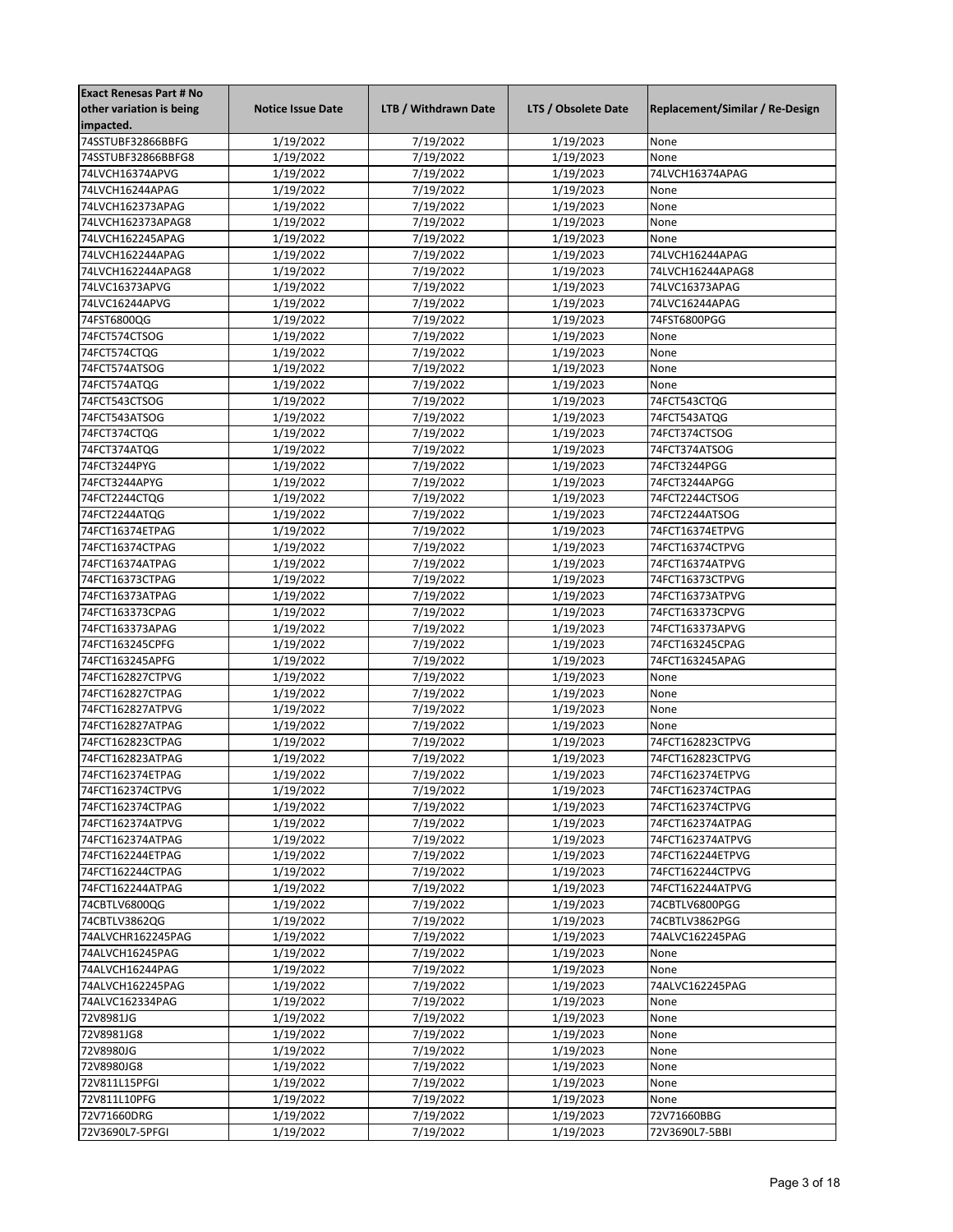| Exact Renesas Part # No other variation is being impacted. | Notice Issue Date | LTB / Withdrawn Date | LTS / Obsolete Date | Replacement/Similar / Re-Design |
|---|---|---|---|---|
| 74SSTUBF32866BBFG | 1/19/2022 | 7/19/2022 | 1/19/2023 | None |
| 74SSTUBF32866BBFG8 | 1/19/2022 | 7/19/2022 | 1/19/2023 | None |
| 74LVCH16374APVG | 1/19/2022 | 7/19/2022 | 1/19/2023 | 74LVCH16374APAG |
| 74LVCH16244APAG | 1/19/2022 | 7/19/2022 | 1/19/2023 | None |
| 74LVCH162373APAG | 1/19/2022 | 7/19/2022 | 1/19/2023 | None |
| 74LVCH162373APAG8 | 1/19/2022 | 7/19/2022 | 1/19/2023 | None |
| 74LVCH162245APAG | 1/19/2022 | 7/19/2022 | 1/19/2023 | None |
| 74LVCH162244APAG | 1/19/2022 | 7/19/2022 | 1/19/2023 | 74LVCH16244APAG |
| 74LVCH162244APAG8 | 1/19/2022 | 7/19/2022 | 1/19/2023 | 74LVCH16244APAG8 |
| 74LVC16373APVG | 1/19/2022 | 7/19/2022 | 1/19/2023 | 74LVC16373APAG |
| 74LVC16244APVG | 1/19/2022 | 7/19/2022 | 1/19/2023 | 74LVC16244APAG |
| 74FST6800QG | 1/19/2022 | 7/19/2022 | 1/19/2023 | 74FST6800PGG |
| 74FCT574CTSOG | 1/19/2022 | 7/19/2022 | 1/19/2023 | None |
| 74FCT574CTQG | 1/19/2022 | 7/19/2022 | 1/19/2023 | None |
| 74FCT574ATSOG | 1/19/2022 | 7/19/2022 | 1/19/2023 | None |
| 74FCT574ATQG | 1/19/2022 | 7/19/2022 | 1/19/2023 | None |
| 74FCT543CTSOG | 1/19/2022 | 7/19/2022 | 1/19/2023 | 74FCT543CTQG |
| 74FCT543ATSOG | 1/19/2022 | 7/19/2022 | 1/19/2023 | 74FCT543ATQG |
| 74FCT374CTQG | 1/19/2022 | 7/19/2022 | 1/19/2023 | 74FCT374CTSOG |
| 74FCT374ATQG | 1/19/2022 | 7/19/2022 | 1/19/2023 | 74FCT374ATSOG |
| 74FCT3244PYG | 1/19/2022 | 7/19/2022 | 1/19/2023 | 74FCT3244PGG |
| 74FCT3244APYG | 1/19/2022 | 7/19/2022 | 1/19/2023 | 74FCT3244APGG |
| 74FCT2244CTQG | 1/19/2022 | 7/19/2022 | 1/19/2023 | 74FCT2244CTSOG |
| 74FCT2244ATQG | 1/19/2022 | 7/19/2022 | 1/19/2023 | 74FCT2244ATSOG |
| 74FCT16374ETPAG | 1/19/2022 | 7/19/2022 | 1/19/2023 | 74FCT16374ETPVG |
| 74FCT16374CTPAG | 1/19/2022 | 7/19/2022 | 1/19/2023 | 74FCT16374CTPVG |
| 74FCT16374ATPAG | 1/19/2022 | 7/19/2022 | 1/19/2023 | 74FCT16374ATPVG |
| 74FCT16373CTPAG | 1/19/2022 | 7/19/2022 | 1/19/2023 | 74FCT16373CTPVG |
| 74FCT16373ATPAG | 1/19/2022 | 7/19/2022 | 1/19/2023 | 74FCT16373ATPVG |
| 74FCT163373CPAG | 1/19/2022 | 7/19/2022 | 1/19/2023 | 74FCT163373CPVG |
| 74FCT163373APAG | 1/19/2022 | 7/19/2022 | 1/19/2023 | 74FCT163373APVG |
| 74FCT163245CPFG | 1/19/2022 | 7/19/2022 | 1/19/2023 | 74FCT163245CPAG |
| 74FCT163245APFG | 1/19/2022 | 7/19/2022 | 1/19/2023 | 74FCT163245APAG |
| 74FCT162827CTPVG | 1/19/2022 | 7/19/2022 | 1/19/2023 | None |
| 74FCT162827CTPAG | 1/19/2022 | 7/19/2022 | 1/19/2023 | None |
| 74FCT162827ATPVG | 1/19/2022 | 7/19/2022 | 1/19/2023 | None |
| 74FCT162827ATPAG | 1/19/2022 | 7/19/2022 | 1/19/2023 | None |
| 74FCT162823CTPAG | 1/19/2022 | 7/19/2022 | 1/19/2023 | 74FCT162823CTPVG |
| 74FCT162823ATPAG | 1/19/2022 | 7/19/2022 | 1/19/2023 | 74FCT162823CTPVG |
| 74FCT162374ETPAG | 1/19/2022 | 7/19/2022 | 1/19/2023 | 74FCT162374ETPVG |
| 74FCT162374CTPVG | 1/19/2022 | 7/19/2022 | 1/19/2023 | 74FCT162374CTPAG |
| 74FCT162374CTPAG | 1/19/2022 | 7/19/2022 | 1/19/2023 | 74FCT162374CTPVG |
| 74FCT162374ATPVG | 1/19/2022 | 7/19/2022 | 1/19/2023 | 74FCT162374ATPAG |
| 74FCT162374ATPAG | 1/19/2022 | 7/19/2022 | 1/19/2023 | 74FCT162374ATPVG |
| 74FCT162244ETPAG | 1/19/2022 | 7/19/2022 | 1/19/2023 | 74FCT162244ETPVG |
| 74FCT162244CTPAG | 1/19/2022 | 7/19/2022 | 1/19/2023 | 74FCT162244CTPVG |
| 74FCT162244ATPAG | 1/19/2022 | 7/19/2022 | 1/19/2023 | 74FCT162244ATPVG |
| 74CBTLV6800QG | 1/19/2022 | 7/19/2022 | 1/19/2023 | 74CBTLV6800PGG |
| 74CBTLV3862QG | 1/19/2022 | 7/19/2022 | 1/19/2023 | 74CBTLV3862PGG |
| 74ALVCHR162245PAG | 1/19/2022 | 7/19/2022 | 1/19/2023 | 74ALVC162245PAG |
| 74ALVCH16245PAG | 1/19/2022 | 7/19/2022 | 1/19/2023 | None |
| 74ALVCH16244PAG | 1/19/2022 | 7/19/2022 | 1/19/2023 | None |
| 74ALVCH162245PAG | 1/19/2022 | 7/19/2022 | 1/19/2023 | 74ALVC162245PAG |
| 74ALVC162334PAG | 1/19/2022 | 7/19/2022 | 1/19/2023 | None |
| 72V8981JG | 1/19/2022 | 7/19/2022 | 1/19/2023 | None |
| 72V8981JG8 | 1/19/2022 | 7/19/2022 | 1/19/2023 | None |
| 72V8980JG | 1/19/2022 | 7/19/2022 | 1/19/2023 | None |
| 72V8980JG8 | 1/19/2022 | 7/19/2022 | 1/19/2023 | None |
| 72V811L15PFGI | 1/19/2022 | 7/19/2022 | 1/19/2023 | None |
| 72V811L10PFG | 1/19/2022 | 7/19/2022 | 1/19/2023 | None |
| 72V71660DRG | 1/19/2022 | 7/19/2022 | 1/19/2023 | 72V71660BBG |
| 72V3690L7-5PFGI | 1/19/2022 | 7/19/2022 | 1/19/2023 | 72V3690L7-5BBI |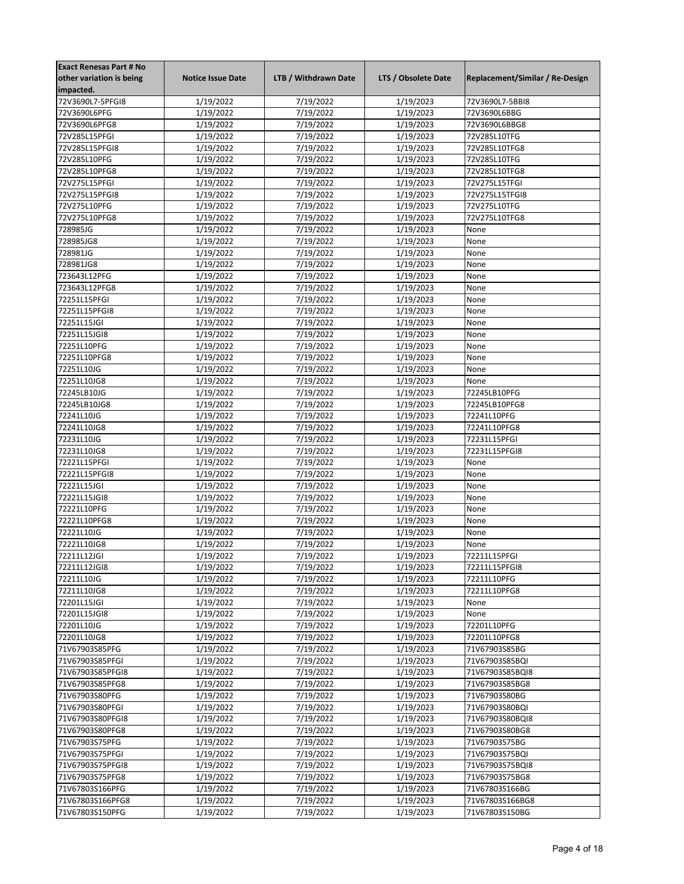| Exact Renesas Part # No other variation is being impacted. | Notice Issue Date | LTB / Withdrawn Date | LTS / Obsolete Date | Replacement/Similar / Re-Design |
|---|---|---|---|---|
| 72V3690L7-5PFGI8 | 1/19/2022 | 7/19/2022 | 1/19/2023 | 72V3690L7-5BBI8 |
| 72V3690L6PFG | 1/19/2022 | 7/19/2022 | 1/19/2023 | 72V3690L6BBG |
| 72V3690L6PFG8 | 1/19/2022 | 7/19/2022 | 1/19/2023 | 72V3690L6BBG8 |
| 72V285L15PFGI | 1/19/2022 | 7/19/2022 | 1/19/2023 | 72V285L10TFG |
| 72V285L15PFGI8 | 1/19/2022 | 7/19/2022 | 1/19/2023 | 72V285L10TFG8 |
| 72V285L10PFG | 1/19/2022 | 7/19/2022 | 1/19/2023 | 72V285L10TFG |
| 72V285L10PFG8 | 1/19/2022 | 7/19/2022 | 1/19/2023 | 72V285L10TFG8 |
| 72V275L15PFGI | 1/19/2022 | 7/19/2022 | 1/19/2023 | 72V275L15TFGI |
| 72V275L15PFGI8 | 1/19/2022 | 7/19/2022 | 1/19/2023 | 72V275L15TFGI8 |
| 72V275L10PFG | 1/19/2022 | 7/19/2022 | 1/19/2023 | 72V275L10TFG |
| 72V275L10PFG8 | 1/19/2022 | 7/19/2022 | 1/19/2023 | 72V275L10TFG8 |
| 728985JG | 1/19/2022 | 7/19/2022 | 1/19/2023 | None |
| 728985JG8 | 1/19/2022 | 7/19/2022 | 1/19/2023 | None |
| 728981JG | 1/19/2022 | 7/19/2022 | 1/19/2023 | None |
| 728981JG8 | 1/19/2022 | 7/19/2022 | 1/19/2023 | None |
| 723643L12PFG | 1/19/2022 | 7/19/2022 | 1/19/2023 | None |
| 723643L12PFG8 | 1/19/2022 | 7/19/2022 | 1/19/2023 | None |
| 72251L15PFGI | 1/19/2022 | 7/19/2022 | 1/19/2023 | None |
| 72251L15PFGI8 | 1/19/2022 | 7/19/2022 | 1/19/2023 | None |
| 72251L15JGI | 1/19/2022 | 7/19/2022 | 1/19/2023 | None |
| 72251L15JGI8 | 1/19/2022 | 7/19/2022 | 1/19/2023 | None |
| 72251L10PFG | 1/19/2022 | 7/19/2022 | 1/19/2023 | None |
| 72251L10PFG8 | 1/19/2022 | 7/19/2022 | 1/19/2023 | None |
| 72251L10JG | 1/19/2022 | 7/19/2022 | 1/19/2023 | None |
| 72251L10JG8 | 1/19/2022 | 7/19/2022 | 1/19/2023 | None |
| 72245LB10JG | 1/19/2022 | 7/19/2022 | 1/19/2023 | 72245LB10PFG |
| 72245LB10JG8 | 1/19/2022 | 7/19/2022 | 1/19/2023 | 72245LB10PFG8 |
| 72241L10JG | 1/19/2022 | 7/19/2022 | 1/19/2023 | 72241L10PFG |
| 72241L10JG8 | 1/19/2022 | 7/19/2022 | 1/19/2023 | 72241L10PFG8 |
| 72231L10JG | 1/19/2022 | 7/19/2022 | 1/19/2023 | 72231L15PFGI |
| 72231L10JG8 | 1/19/2022 | 7/19/2022 | 1/19/2023 | 72231L15PFGI8 |
| 72221L15PFGI | 1/19/2022 | 7/19/2022 | 1/19/2023 | None |
| 72221L15PFGI8 | 1/19/2022 | 7/19/2022 | 1/19/2023 | None |
| 72221L15JGI | 1/19/2022 | 7/19/2022 | 1/19/2023 | None |
| 72221L15JGI8 | 1/19/2022 | 7/19/2022 | 1/19/2023 | None |
| 72221L10PFG | 1/19/2022 | 7/19/2022 | 1/19/2023 | None |
| 72221L10PFG8 | 1/19/2022 | 7/19/2022 | 1/19/2023 | None |
| 72221L10JG | 1/19/2022 | 7/19/2022 | 1/19/2023 | None |
| 72221L10JG8 | 1/19/2022 | 7/19/2022 | 1/19/2023 | None |
| 72211L12JGI | 1/19/2022 | 7/19/2022 | 1/19/2023 | 72211L15PFGI |
| 72211L12JGI8 | 1/19/2022 | 7/19/2022 | 1/19/2023 | 72211L15PFGI8 |
| 72211L10JG | 1/19/2022 | 7/19/2022 | 1/19/2023 | 72211L10PFG |
| 72211L10JG8 | 1/19/2022 | 7/19/2022 | 1/19/2023 | 72211L10PFG8 |
| 72201L15JGI | 1/19/2022 | 7/19/2022 | 1/19/2023 | None |
| 72201L15JGI8 | 1/19/2022 | 7/19/2022 | 1/19/2023 | None |
| 72201L10JG | 1/19/2022 | 7/19/2022 | 1/19/2023 | 72201L10PFG |
| 72201L10JG8 | 1/19/2022 | 7/19/2022 | 1/19/2023 | 72201L10PFG8 |
| 71V67903S85PFG | 1/19/2022 | 7/19/2022 | 1/19/2023 | 71V67903S85BG |
| 71V67903S85PFGI | 1/19/2022 | 7/19/2022 | 1/19/2023 | 71V67903S85BQI |
| 71V67903S85PFGI8 | 1/19/2022 | 7/19/2022 | 1/19/2023 | 71V67903S85BQI8 |
| 71V67903S85PFG8 | 1/19/2022 | 7/19/2022 | 1/19/2023 | 71V67903S85BG8 |
| 71V67903S80PFG | 1/19/2022 | 7/19/2022 | 1/19/2023 | 71V67903S80BG |
| 71V67903S80PFGI | 1/19/2022 | 7/19/2022 | 1/19/2023 | 71V67903S80BQI |
| 71V67903S80PFGI8 | 1/19/2022 | 7/19/2022 | 1/19/2023 | 71V67903S80BQI8 |
| 71V67903S80PFG8 | 1/19/2022 | 7/19/2022 | 1/19/2023 | 71V67903S80BG8 |
| 71V67903S75PFG | 1/19/2022 | 7/19/2022 | 1/19/2023 | 71V67903S75BG |
| 71V67903S75PFGI | 1/19/2022 | 7/19/2022 | 1/19/2023 | 71V67903S75BQI |
| 71V67903S75PFGI8 | 1/19/2022 | 7/19/2022 | 1/19/2023 | 71V67903S75BQI8 |
| 71V67903S75PFG8 | 1/19/2022 | 7/19/2022 | 1/19/2023 | 71V67903S75BG8 |
| 71V67803S166PFG | 1/19/2022 | 7/19/2022 | 1/19/2023 | 71V67803S166BG |
| 71V67803S166PFG8 | 1/19/2022 | 7/19/2022 | 1/19/2023 | 71V67803S166BG8 |
| 71V67803S150PFG | 1/19/2022 | 7/19/2022 | 1/19/2023 | 71V67803S150BG |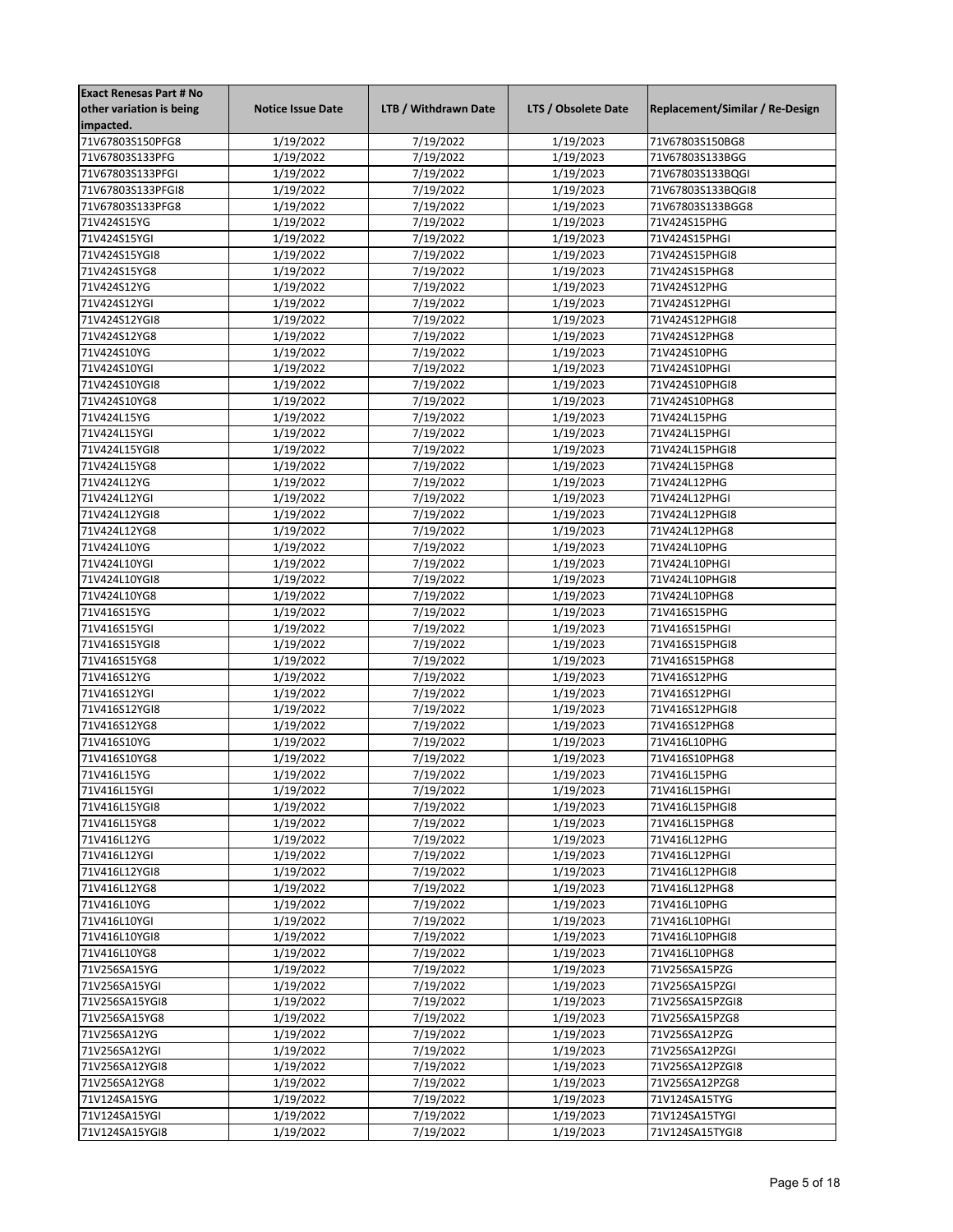| Exact Renesas Part # No other variation is being impacted. | Notice Issue Date | LTB / Withdrawn Date | LTS / Obsolete Date | Replacement/Similar / Re-Design |
|---|---|---|---|---|
| 71V67803S150PFG8 | 1/19/2022 | 7/19/2022 | 1/19/2023 | 71V67803S150BG8 |
| 71V67803S133PFG | 1/19/2022 | 7/19/2022 | 1/19/2023 | 71V67803S133BGG |
| 71V67803S133PFGI | 1/19/2022 | 7/19/2022 | 1/19/2023 | 71V67803S133BQGI |
| 71V67803S133PFGI8 | 1/19/2022 | 7/19/2022 | 1/19/2023 | 71V67803S133BQGI8 |
| 71V67803S133PFG8 | 1/19/2022 | 7/19/2022 | 1/19/2023 | 71V67803S133BGG8 |
| 71V424S15YG | 1/19/2022 | 7/19/2022 | 1/19/2023 | 71V424S15PHG |
| 71V424S15YGI | 1/19/2022 | 7/19/2022 | 1/19/2023 | 71V424S15PHGI |
| 71V424S15YGI8 | 1/19/2022 | 7/19/2022 | 1/19/2023 | 71V424S15PHGI8 |
| 71V424S15YG8 | 1/19/2022 | 7/19/2022 | 1/19/2023 | 71V424S15PHG8 |
| 71V424S12YG | 1/19/2022 | 7/19/2022 | 1/19/2023 | 71V424S12PHG |
| 71V424S12YGI | 1/19/2022 | 7/19/2022 | 1/19/2023 | 71V424S12PHGI |
| 71V424S12YGI8 | 1/19/2022 | 7/19/2022 | 1/19/2023 | 71V424S12PHGI8 |
| 71V424S12YG8 | 1/19/2022 | 7/19/2022 | 1/19/2023 | 71V424S12PHG8 |
| 71V424S10YG | 1/19/2022 | 7/19/2022 | 1/19/2023 | 71V424S10PHG |
| 71V424S10YGI | 1/19/2022 | 7/19/2022 | 1/19/2023 | 71V424S10PHGI |
| 71V424S10YGI8 | 1/19/2022 | 7/19/2022 | 1/19/2023 | 71V424S10PHGI8 |
| 71V424S10YG8 | 1/19/2022 | 7/19/2022 | 1/19/2023 | 71V424S10PHG8 |
| 71V424L15YG | 1/19/2022 | 7/19/2022 | 1/19/2023 | 71V424L15PHG |
| 71V424L15YGI | 1/19/2022 | 7/19/2022 | 1/19/2023 | 71V424L15PHGI |
| 71V424L15YGI8 | 1/19/2022 | 7/19/2022 | 1/19/2023 | 71V424L15PHGI8 |
| 71V424L15YG8 | 1/19/2022 | 7/19/2022 | 1/19/2023 | 71V424L15PHG8 |
| 71V424L12YG | 1/19/2022 | 7/19/2022 | 1/19/2023 | 71V424L12PHG |
| 71V424L12YGI | 1/19/2022 | 7/19/2022 | 1/19/2023 | 71V424L12PHGI |
| 71V424L12YGI8 | 1/19/2022 | 7/19/2022 | 1/19/2023 | 71V424L12PHGI8 |
| 71V424L12YG8 | 1/19/2022 | 7/19/2022 | 1/19/2023 | 71V424L12PHG8 |
| 71V424L10YG | 1/19/2022 | 7/19/2022 | 1/19/2023 | 71V424L10PHG |
| 71V424L10YGI | 1/19/2022 | 7/19/2022 | 1/19/2023 | 71V424L10PHGI |
| 71V424L10YGI8 | 1/19/2022 | 7/19/2022 | 1/19/2023 | 71V424L10PHGI8 |
| 71V424L10YG8 | 1/19/2022 | 7/19/2022 | 1/19/2023 | 71V424L10PHG8 |
| 71V416S15YG | 1/19/2022 | 7/19/2022 | 1/19/2023 | 71V416S15PHG |
| 71V416S15YGI | 1/19/2022 | 7/19/2022 | 1/19/2023 | 71V416S15PHGI |
| 71V416S15YGI8 | 1/19/2022 | 7/19/2022 | 1/19/2023 | 71V416S15PHGI8 |
| 71V416S15YG8 | 1/19/2022 | 7/19/2022 | 1/19/2023 | 71V416S15PHG8 |
| 71V416S12YG | 1/19/2022 | 7/19/2022 | 1/19/2023 | 71V416S12PHG |
| 71V416S12YGI | 1/19/2022 | 7/19/2022 | 1/19/2023 | 71V416S12PHGI |
| 71V416S12YGI8 | 1/19/2022 | 7/19/2022 | 1/19/2023 | 71V416S12PHGI8 |
| 71V416S12YG8 | 1/19/2022 | 7/19/2022 | 1/19/2023 | 71V416S12PHG8 |
| 71V416S10YG | 1/19/2022 | 7/19/2022 | 1/19/2023 | 71V416L10PHG |
| 71V416S10YG8 | 1/19/2022 | 7/19/2022 | 1/19/2023 | 71V416S10PHG8 |
| 71V416L15YG | 1/19/2022 | 7/19/2022 | 1/19/2023 | 71V416L15PHG |
| 71V416L15YGI | 1/19/2022 | 7/19/2022 | 1/19/2023 | 71V416L15PHGI |
| 71V416L15YGI8 | 1/19/2022 | 7/19/2022 | 1/19/2023 | 71V416L15PHGI8 |
| 71V416L15YG8 | 1/19/2022 | 7/19/2022 | 1/19/2023 | 71V416L15PHG8 |
| 71V416L12YG | 1/19/2022 | 7/19/2022 | 1/19/2023 | 71V416L12PHG |
| 71V416L12YGI | 1/19/2022 | 7/19/2022 | 1/19/2023 | 71V416L12PHGI |
| 71V416L12YGI8 | 1/19/2022 | 7/19/2022 | 1/19/2023 | 71V416L12PHGI8 |
| 71V416L12YG8 | 1/19/2022 | 7/19/2022 | 1/19/2023 | 71V416L12PHG8 |
| 71V416L10YG | 1/19/2022 | 7/19/2022 | 1/19/2023 | 71V416L10PHG |
| 71V416L10YGI | 1/19/2022 | 7/19/2022 | 1/19/2023 | 71V416L10PHGI |
| 71V416L10YGI8 | 1/19/2022 | 7/19/2022 | 1/19/2023 | 71V416L10PHGI8 |
| 71V416L10YG8 | 1/19/2022 | 7/19/2022 | 1/19/2023 | 71V416L10PHG8 |
| 71V256SA15YG | 1/19/2022 | 7/19/2022 | 1/19/2023 | 71V256SA15PZG |
| 71V256SA15YGI | 1/19/2022 | 7/19/2022 | 1/19/2023 | 71V256SA15PZGI |
| 71V256SA15YGI8 | 1/19/2022 | 7/19/2022 | 1/19/2023 | 71V256SA15PZGI8 |
| 71V256SA15YG8 | 1/19/2022 | 7/19/2022 | 1/19/2023 | 71V256SA15PZG8 |
| 71V256SA12YG | 1/19/2022 | 7/19/2022 | 1/19/2023 | 71V256SA12PZG |
| 71V256SA12YGI | 1/19/2022 | 7/19/2022 | 1/19/2023 | 71V256SA12PZGI |
| 71V256SA12YGI8 | 1/19/2022 | 7/19/2022 | 1/19/2023 | 71V256SA12PZGI8 |
| 71V256SA12YG8 | 1/19/2022 | 7/19/2022 | 1/19/2023 | 71V256SA12PZG8 |
| 71V124SA15YG | 1/19/2022 | 7/19/2022 | 1/19/2023 | 71V124SA15TYG |
| 71V124SA15YGI | 1/19/2022 | 7/19/2022 | 1/19/2023 | 71V124SA15TYGI |
| 71V124SA15YGI8 | 1/19/2022 | 7/19/2022 | 1/19/2023 | 71V124SA15TYGI8 |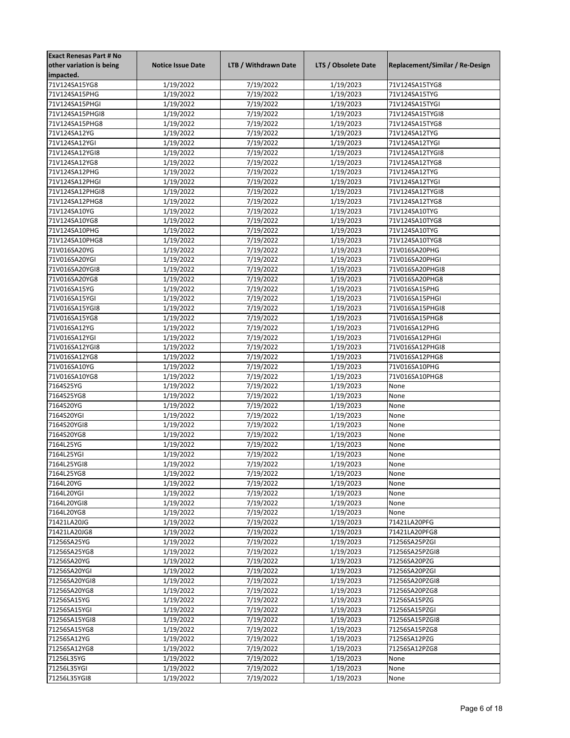| Exact Renesas Part # No other variation is being impacted. | Notice Issue Date | LTB / Withdrawn Date | LTS / Obsolete Date | Replacement/Similar / Re-Design |
|---|---|---|---|---|
| 71V124SA15YG8 | 1/19/2022 | 7/19/2022 | 1/19/2023 | 71V124SA15TYG8 |
| 71V124SA15PHG | 1/19/2022 | 7/19/2022 | 1/19/2023 | 71V124SA15TYG |
| 71V124SA15PHGI | 1/19/2022 | 7/19/2022 | 1/19/2023 | 71V124SA15TYGI |
| 71V124SA15PHGI8 | 1/19/2022 | 7/19/2022 | 1/19/2023 | 71V124SA15TYGI8 |
| 71V124SA15PHG8 | 1/19/2022 | 7/19/2022 | 1/19/2023 | 71V124SA15TYG8 |
| 71V124SA12YG | 1/19/2022 | 7/19/2022 | 1/19/2023 | 71V124SA12TYG |
| 71V124SA12YGI | 1/19/2022 | 7/19/2022 | 1/19/2023 | 71V124SA12TYGI |
| 71V124SA12YGI8 | 1/19/2022 | 7/19/2022 | 1/19/2023 | 71V124SA12TYGI8 |
| 71V124SA12YG8 | 1/19/2022 | 7/19/2022 | 1/19/2023 | 71V124SA12TYG8 |
| 71V124SA12PHG | 1/19/2022 | 7/19/2022 | 1/19/2023 | 71V124SA12TYG |
| 71V124SA12PHGI | 1/19/2022 | 7/19/2022 | 1/19/2023 | 71V124SA12TYGI |
| 71V124SA12PHGI8 | 1/19/2022 | 7/19/2022 | 1/19/2023 | 71V124SA12TYGI8 |
| 71V124SA12PHG8 | 1/19/2022 | 7/19/2022 | 1/19/2023 | 71V124SA12TYG8 |
| 71V124SA10YG | 1/19/2022 | 7/19/2022 | 1/19/2023 | 71V124SA10TYG |
| 71V124SA10YG8 | 1/19/2022 | 7/19/2022 | 1/19/2023 | 71V124SA10TYG8 |
| 71V124SA10PHG | 1/19/2022 | 7/19/2022 | 1/19/2023 | 71V124SA10TYG |
| 71V124SA10PHG8 | 1/19/2022 | 7/19/2022 | 1/19/2023 | 71V124SA10TYG8 |
| 71V016SA20YG | 1/19/2022 | 7/19/2022 | 1/19/2023 | 71V016SA20PHG |
| 71V016SA20YGI | 1/19/2022 | 7/19/2022 | 1/19/2023 | 71V016SA20PHGI |
| 71V016SA20YGI8 | 1/19/2022 | 7/19/2022 | 1/19/2023 | 71V016SA20PHGI8 |
| 71V016SA20YG8 | 1/19/2022 | 7/19/2022 | 1/19/2023 | 71V016SA20PHG8 |
| 71V016SA15YG | 1/19/2022 | 7/19/2022 | 1/19/2023 | 71V016SA15PHG |
| 71V016SA15YGI | 1/19/2022 | 7/19/2022 | 1/19/2023 | 71V016SA15PHGI |
| 71V016SA15YGI8 | 1/19/2022 | 7/19/2022 | 1/19/2023 | 71V016SA15PHGI8 |
| 71V016SA15YG8 | 1/19/2022 | 7/19/2022 | 1/19/2023 | 71V016SA15PHG8 |
| 71V016SA12YG | 1/19/2022 | 7/19/2022 | 1/19/2023 | 71V016SA12PHG |
| 71V016SA12YGI | 1/19/2022 | 7/19/2022 | 1/19/2023 | 71V016SA12PHGI |
| 71V016SA12YGI8 | 1/19/2022 | 7/19/2022 | 1/19/2023 | 71V016SA12PHGI8 |
| 71V016SA12YG8 | 1/19/2022 | 7/19/2022 | 1/19/2023 | 71V016SA12PHG8 |
| 71V016SA10YG | 1/19/2022 | 7/19/2022 | 1/19/2023 | 71V016SA10PHG |
| 71V016SA10YG8 | 1/19/2022 | 7/19/2022 | 1/19/2023 | 71V016SA10PHG8 |
| 7164S25YG | 1/19/2022 | 7/19/2022 | 1/19/2023 | None |
| 7164S25YG8 | 1/19/2022 | 7/19/2022 | 1/19/2023 | None |
| 7164S20YG | 1/19/2022 | 7/19/2022 | 1/19/2023 | None |
| 7164S20YGI | 1/19/2022 | 7/19/2022 | 1/19/2023 | None |
| 7164S20YGI8 | 1/19/2022 | 7/19/2022 | 1/19/2023 | None |
| 7164S20YG8 | 1/19/2022 | 7/19/2022 | 1/19/2023 | None |
| 7164L25YG | 1/19/2022 | 7/19/2022 | 1/19/2023 | None |
| 7164L25YGI | 1/19/2022 | 7/19/2022 | 1/19/2023 | None |
| 7164L25YGI8 | 1/19/2022 | 7/19/2022 | 1/19/2023 | None |
| 7164L25YG8 | 1/19/2022 | 7/19/2022 | 1/19/2023 | None |
| 7164L20YG | 1/19/2022 | 7/19/2022 | 1/19/2023 | None |
| 7164L20YGI | 1/19/2022 | 7/19/2022 | 1/19/2023 | None |
| 7164L20YGI8 | 1/19/2022 | 7/19/2022 | 1/19/2023 | None |
| 7164L20YG8 | 1/19/2022 | 7/19/2022 | 1/19/2023 | None |
| 71421LA20JG | 1/19/2022 | 7/19/2022 | 1/19/2023 | 71421LA20PFG |
| 71421LA20JG8 | 1/19/2022 | 7/19/2022 | 1/19/2023 | 71421LA20PFG8 |
| 71256SA25YG | 1/19/2022 | 7/19/2022 | 1/19/2023 | 71256SA25PZGI |
| 71256SA25YG8 | 1/19/2022 | 7/19/2022 | 1/19/2023 | 71256SA25PZGI8 |
| 71256SA20YG | 1/19/2022 | 7/19/2022 | 1/19/2023 | 71256SA20PZG |
| 71256SA20YGI | 1/19/2022 | 7/19/2022 | 1/19/2023 | 71256SA20PZGI |
| 71256SA20YGI8 | 1/19/2022 | 7/19/2022 | 1/19/2023 | 71256SA20PZGI8 |
| 71256SA20YG8 | 1/19/2022 | 7/19/2022 | 1/19/2023 | 71256SA20PZG8 |
| 71256SA15YG | 1/19/2022 | 7/19/2022 | 1/19/2023 | 71256SA15PZG |
| 71256SA15YGI | 1/19/2022 | 7/19/2022 | 1/19/2023 | 71256SA15PZGI |
| 71256SA15YGI8 | 1/19/2022 | 7/19/2022 | 1/19/2023 | 71256SA15PZGI8 |
| 71256SA15YG8 | 1/19/2022 | 7/19/2022 | 1/19/2023 | 71256SA15PZG8 |
| 71256SA12YG | 1/19/2022 | 7/19/2022 | 1/19/2023 | 71256SA12PZG |
| 71256SA12YG8 | 1/19/2022 | 7/19/2022 | 1/19/2023 | 71256SA12PZG8 |
| 71256L35YG | 1/19/2022 | 7/19/2022 | 1/19/2023 | None |
| 71256L35YGI | 1/19/2022 | 7/19/2022 | 1/19/2023 | None |
| 71256L35YGI8 | 1/19/2022 | 7/19/2022 | 1/19/2023 | None |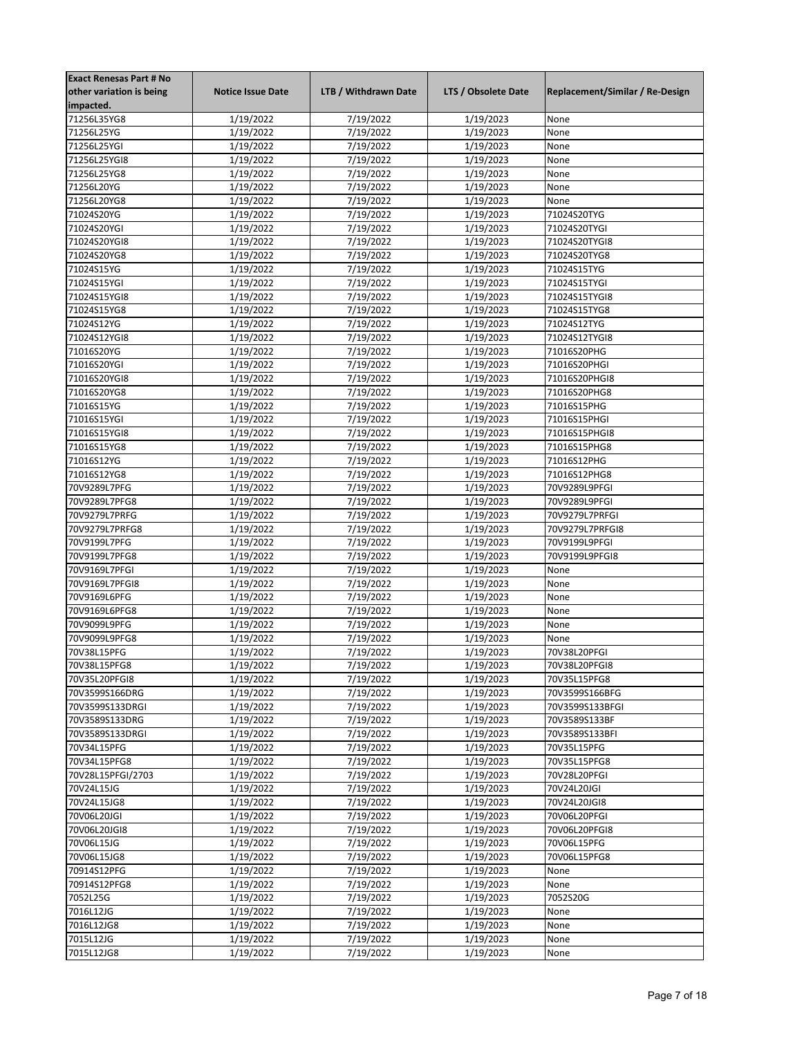| Exact Renesas Part # No other variation is being impacted. | Notice Issue Date | LTB / Withdrawn Date | LTS / Obsolete Date | Replacement/Similar / Re-Design |
|---|---|---|---|---|
| 71256L35YG8 | 1/19/2022 | 7/19/2022 | 1/19/2023 | None |
| 71256L25YG | 1/19/2022 | 7/19/2022 | 1/19/2023 | None |
| 71256L25YGI | 1/19/2022 | 7/19/2022 | 1/19/2023 | None |
| 71256L25YGI8 | 1/19/2022 | 7/19/2022 | 1/19/2023 | None |
| 71256L25YG8 | 1/19/2022 | 7/19/2022 | 1/19/2023 | None |
| 71256L20YG | 1/19/2022 | 7/19/2022 | 1/19/2023 | None |
| 71256L20YG8 | 1/19/2022 | 7/19/2022 | 1/19/2023 | None |
| 71024S20YG | 1/19/2022 | 7/19/2022 | 1/19/2023 | 71024S20TYG |
| 71024S20YGI | 1/19/2022 | 7/19/2022 | 1/19/2023 | 71024S20TYGI |
| 71024S20YGI8 | 1/19/2022 | 7/19/2022 | 1/19/2023 | 71024S20TYGI8 |
| 71024S20YG8 | 1/19/2022 | 7/19/2022 | 1/19/2023 | 71024S20TYG8 |
| 71024S15YG | 1/19/2022 | 7/19/2022 | 1/19/2023 | 71024S15TYG |
| 71024S15YGI | 1/19/2022 | 7/19/2022 | 1/19/2023 | 71024S15TYGI |
| 71024S15YGI8 | 1/19/2022 | 7/19/2022 | 1/19/2023 | 71024S15TYGI8 |
| 71024S15YG8 | 1/19/2022 | 7/19/2022 | 1/19/2023 | 71024S15TYG8 |
| 71024S12YG | 1/19/2022 | 7/19/2022 | 1/19/2023 | 71024S12TYG |
| 71024S12YGI8 | 1/19/2022 | 7/19/2022 | 1/19/2023 | 71024S12TYGI8 |
| 71016S20YG | 1/19/2022 | 7/19/2022 | 1/19/2023 | 71016S20PHG |
| 71016S20YGI | 1/19/2022 | 7/19/2022 | 1/19/2023 | 71016S20PHGI |
| 71016S20YGI8 | 1/19/2022 | 7/19/2022 | 1/19/2023 | 71016S20PHGI8 |
| 71016S20YG8 | 1/19/2022 | 7/19/2022 | 1/19/2023 | 71016S20PHG8 |
| 71016S15YG | 1/19/2022 | 7/19/2022 | 1/19/2023 | 71016S15PHG |
| 71016S15YGI | 1/19/2022 | 7/19/2022 | 1/19/2023 | 71016S15PHGI |
| 71016S15YGI8 | 1/19/2022 | 7/19/2022 | 1/19/2023 | 71016S15PHGI8 |
| 71016S15YG8 | 1/19/2022 | 7/19/2022 | 1/19/2023 | 71016S15PHG8 |
| 71016S12YG | 1/19/2022 | 7/19/2022 | 1/19/2023 | 71016S12PHG |
| 71016S12YG8 | 1/19/2022 | 7/19/2022 | 1/19/2023 | 71016S12PHG8 |
| 70V9289L7PFG | 1/19/2022 | 7/19/2022 | 1/19/2023 | 70V9289L9PFGI |
| 70V9289L7PFG8 | 1/19/2022 | 7/19/2022 | 1/19/2023 | 70V9289L9PFGI |
| 70V9279L7PRFG | 1/19/2022 | 7/19/2022 | 1/19/2023 | 70V9279L7PRFGI |
| 70V9279L7PRFG8 | 1/19/2022 | 7/19/2022 | 1/19/2023 | 70V9279L7PRFGI8 |
| 70V9199L7PFG | 1/19/2022 | 7/19/2022 | 1/19/2023 | 70V9199L9PFGI |
| 70V9199L7PFG8 | 1/19/2022 | 7/19/2022 | 1/19/2023 | 70V9199L9PFGI8 |
| 70V9169L7PFGI | 1/19/2022 | 7/19/2022 | 1/19/2023 | None |
| 70V9169L7PFGI8 | 1/19/2022 | 7/19/2022 | 1/19/2023 | None |
| 70V9169L6PFG | 1/19/2022 | 7/19/2022 | 1/19/2023 | None |
| 70V9169L6PFG8 | 1/19/2022 | 7/19/2022 | 1/19/2023 | None |
| 70V9099L9PFG | 1/19/2022 | 7/19/2022 | 1/19/2023 | None |
| 70V9099L9PFG8 | 1/19/2022 | 7/19/2022 | 1/19/2023 | None |
| 70V38L15PFG | 1/19/2022 | 7/19/2022 | 1/19/2023 | 70V38L20PFGI |
| 70V38L15PFG8 | 1/19/2022 | 7/19/2022 | 1/19/2023 | 70V38L20PFGI8 |
| 70V35L20PFGI8 | 1/19/2022 | 7/19/2022 | 1/19/2023 | 70V35L15PFG8 |
| 70V3599S166DRG | 1/19/2022 | 7/19/2022 | 1/19/2023 | 70V3599S166BFG |
| 70V3599S133DRGI | 1/19/2022 | 7/19/2022 | 1/19/2023 | 70V3599S133BFGI |
| 70V3589S133DRG | 1/19/2022 | 7/19/2022 | 1/19/2023 | 70V3589S133BF |
| 70V3589S133DRGI | 1/19/2022 | 7/19/2022 | 1/19/2023 | 70V3589S133BFI |
| 70V34L15PFG | 1/19/2022 | 7/19/2022 | 1/19/2023 | 70V35L15PFG |
| 70V34L15PFG8 | 1/19/2022 | 7/19/2022 | 1/19/2023 | 70V35L15PFG8 |
| 70V28L15PFGI/2703 | 1/19/2022 | 7/19/2022 | 1/19/2023 | 70V28L20PFGI |
| 70V24L15JG | 1/19/2022 | 7/19/2022 | 1/19/2023 | 70V24L20JGI |
| 70V24L15JG8 | 1/19/2022 | 7/19/2022 | 1/19/2023 | 70V24L20JGI8 |
| 70V06L20JGI | 1/19/2022 | 7/19/2022 | 1/19/2023 | 70V06L20PFGI |
| 70V06L20JGI8 | 1/19/2022 | 7/19/2022 | 1/19/2023 | 70V06L20PFGI8 |
| 70V06L15JG | 1/19/2022 | 7/19/2022 | 1/19/2023 | 70V06L15PFG |
| 70V06L15JG8 | 1/19/2022 | 7/19/2022 | 1/19/2023 | 70V06L15PFG8 |
| 70914S12PFG | 1/19/2022 | 7/19/2022 | 1/19/2023 | None |
| 70914S12PFG8 | 1/19/2022 | 7/19/2022 | 1/19/2023 | None |
| 7052L25G | 1/19/2022 | 7/19/2022 | 1/19/2023 | 7052S20G |
| 7016L12JG | 1/19/2022 | 7/19/2022 | 1/19/2023 | None |
| 7016L12JG8 | 1/19/2022 | 7/19/2022 | 1/19/2023 | None |
| 7015L12JG | 1/19/2022 | 7/19/2022 | 1/19/2023 | None |
| 7015L12JG8 | 1/19/2022 | 7/19/2022 | 1/19/2023 | None |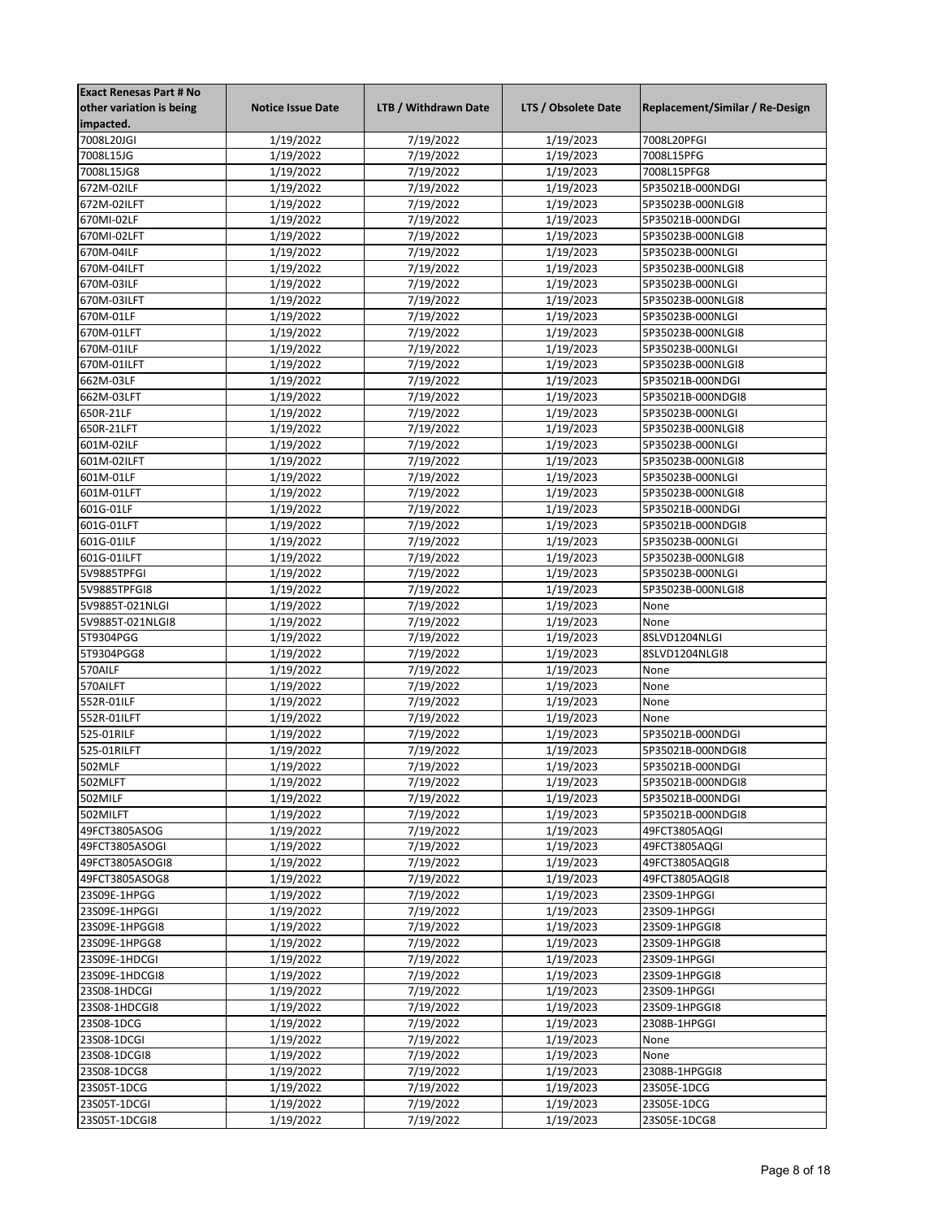| Exact Renesas Part # No other variation is being impacted. | Notice Issue Date | LTB / Withdrawn Date | LTS / Obsolete Date | Replacement/Similar / Re-Design |
|---|---|---|---|---|
| 7008L20JGI | 1/19/2022 | 7/19/2022 | 1/19/2023 | 7008L20PFGI |
| 7008L15JG | 1/19/2022 | 7/19/2022 | 1/19/2023 | 7008L15PFG |
| 7008L15JG8 | 1/19/2022 | 7/19/2022 | 1/19/2023 | 7008L15PFG8 |
| 672M-02ILF | 1/19/2022 | 7/19/2022 | 1/19/2023 | 5P35021B-000NDGI |
| 672M-02ILFT | 1/19/2022 | 7/19/2022 | 1/19/2023 | 5P35023B-000NLGI8 |
| 670MI-02LF | 1/19/2022 | 7/19/2022 | 1/19/2023 | 5P35021B-000NDGI |
| 670MI-02LFT | 1/19/2022 | 7/19/2022 | 1/19/2023 | 5P35023B-000NLGI8 |
| 670M-04ILF | 1/19/2022 | 7/19/2022 | 1/19/2023 | 5P35023B-000NLGI |
| 670M-04ILFT | 1/19/2022 | 7/19/2022 | 1/19/2023 | 5P35023B-000NLGI8 |
| 670M-03ILF | 1/19/2022 | 7/19/2022 | 1/19/2023 | 5P35023B-000NLGI |
| 670M-03ILFT | 1/19/2022 | 7/19/2022 | 1/19/2023 | 5P35023B-000NLGI8 |
| 670M-01LF | 1/19/2022 | 7/19/2022 | 1/19/2023 | 5P35023B-000NLGI |
| 670M-01LFT | 1/19/2022 | 7/19/2022 | 1/19/2023 | 5P35023B-000NLGI8 |
| 670M-01ILF | 1/19/2022 | 7/19/2022 | 1/19/2023 | 5P35023B-000NLGI |
| 670M-01ILFT | 1/19/2022 | 7/19/2022 | 1/19/2023 | 5P35023B-000NLGI8 |
| 662M-03LF | 1/19/2022 | 7/19/2022 | 1/19/2023 | 5P35021B-000NDGI |
| 662M-03LFT | 1/19/2022 | 7/19/2022 | 1/19/2023 | 5P35021B-000NDGI8 |
| 650R-21LF | 1/19/2022 | 7/19/2022 | 1/19/2023 | 5P35023B-000NLGI |
| 650R-21LFT | 1/19/2022 | 7/19/2022 | 1/19/2023 | 5P35023B-000NLGI8 |
| 601M-02ILF | 1/19/2022 | 7/19/2022 | 1/19/2023 | 5P35023B-000NLGI |
| 601M-02ILFT | 1/19/2022 | 7/19/2022 | 1/19/2023 | 5P35023B-000NLGI8 |
| 601M-01LF | 1/19/2022 | 7/19/2022 | 1/19/2023 | 5P35023B-000NLGI |
| 601M-01LFT | 1/19/2022 | 7/19/2022 | 1/19/2023 | 5P35023B-000NLGI8 |
| 601G-01LF | 1/19/2022 | 7/19/2022 | 1/19/2023 | 5P35021B-000NDGI |
| 601G-01LFT | 1/19/2022 | 7/19/2022 | 1/19/2023 | 5P35021B-000NDGI8 |
| 601G-01ILF | 1/19/2022 | 7/19/2022 | 1/19/2023 | 5P35023B-000NLGI |
| 601G-01ILFT | 1/19/2022 | 7/19/2022 | 1/19/2023 | 5P35023B-000NLGI8 |
| 5V9885TPFGI | 1/19/2022 | 7/19/2022 | 1/19/2023 | 5P35023B-000NLGI |
| 5V9885TPFGI8 | 1/19/2022 | 7/19/2022 | 1/19/2023 | 5P35023B-000NLGI8 |
| 5V9885T-021NLGI | 1/19/2022 | 7/19/2022 | 1/19/2023 | None |
| 5V9885T-021NLGI8 | 1/19/2022 | 7/19/2022 | 1/19/2023 | None |
| 5T9304PGG | 1/19/2022 | 7/19/2022 | 1/19/2023 | 8SLVD1204NLGI |
| 5T9304PGG8 | 1/19/2022 | 7/19/2022 | 1/19/2023 | 8SLVD1204NLGI8 |
| 570AILF | 1/19/2022 | 7/19/2022 | 1/19/2023 | None |
| 570AILFT | 1/19/2022 | 7/19/2022 | 1/19/2023 | None |
| 552R-01ILF | 1/19/2022 | 7/19/2022 | 1/19/2023 | None |
| 552R-01ILFT | 1/19/2022 | 7/19/2022 | 1/19/2023 | None |
| 525-01RILF | 1/19/2022 | 7/19/2022 | 1/19/2023 | 5P35021B-000NDGI |
| 525-01RILFT | 1/19/2022 | 7/19/2022 | 1/19/2023 | 5P35021B-000NDGI8 |
| 502MLF | 1/19/2022 | 7/19/2022 | 1/19/2023 | 5P35021B-000NDGI |
| 502MLFT | 1/19/2022 | 7/19/2022 | 1/19/2023 | 5P35021B-000NDGI8 |
| 502MILF | 1/19/2022 | 7/19/2022 | 1/19/2023 | 5P35021B-000NDGI |
| 502MILFT | 1/19/2022 | 7/19/2022 | 1/19/2023 | 5P35021B-000NDGI8 |
| 49FCT3805ASOG | 1/19/2022 | 7/19/2022 | 1/19/2023 | 49FCT3805AQGI |
| 49FCT3805ASOGI | 1/19/2022 | 7/19/2022 | 1/19/2023 | 49FCT3805AQGI |
| 49FCT3805ASOGI8 | 1/19/2022 | 7/19/2022 | 1/19/2023 | 49FCT3805AQGI8 |
| 49FCT3805ASOG8 | 1/19/2022 | 7/19/2022 | 1/19/2023 | 49FCT3805AQGI8 |
| 23S09E-1HPGG | 1/19/2022 | 7/19/2022 | 1/19/2023 | 23S09-1HPGGI |
| 23S09E-1HPGGI | 1/19/2022 | 7/19/2022 | 1/19/2023 | 23S09-1HPGGI |
| 23S09E-1HPGGI8 | 1/19/2022 | 7/19/2022 | 1/19/2023 | 23S09-1HPGGI8 |
| 23S09E-1HPGG8 | 1/19/2022 | 7/19/2022 | 1/19/2023 | 23S09-1HPGGI8 |
| 23S09E-1HDCGI | 1/19/2022 | 7/19/2022 | 1/19/2023 | 23S09-1HPGGI |
| 23S09E-1HDCGI8 | 1/19/2022 | 7/19/2022 | 1/19/2023 | 23S09-1HPGGI8 |
| 23S08-1HDCGI | 1/19/2022 | 7/19/2022 | 1/19/2023 | 23S09-1HPGGI |
| 23S08-1HDCGI8 | 1/19/2022 | 7/19/2022 | 1/19/2023 | 23S09-1HPGGI8 |
| 23S08-1DCG | 1/19/2022 | 7/19/2022 | 1/19/2023 | 2308B-1HPGGI |
| 23S08-1DCGI | 1/19/2022 | 7/19/2022 | 1/19/2023 | None |
| 23S08-1DCGI8 | 1/19/2022 | 7/19/2022 | 1/19/2023 | None |
| 23S08-1DCG8 | 1/19/2022 | 7/19/2022 | 1/19/2023 | 2308B-1HPGGI8 |
| 23S05T-1DCG | 1/19/2022 | 7/19/2022 | 1/19/2023 | 23S05E-1DCG |
| 23S05T-1DCGI | 1/19/2022 | 7/19/2022 | 1/19/2023 | 23S05E-1DCG |
| 23S05T-1DCGI8 | 1/19/2022 | 7/19/2022 | 1/19/2023 | 23S05E-1DCG8 |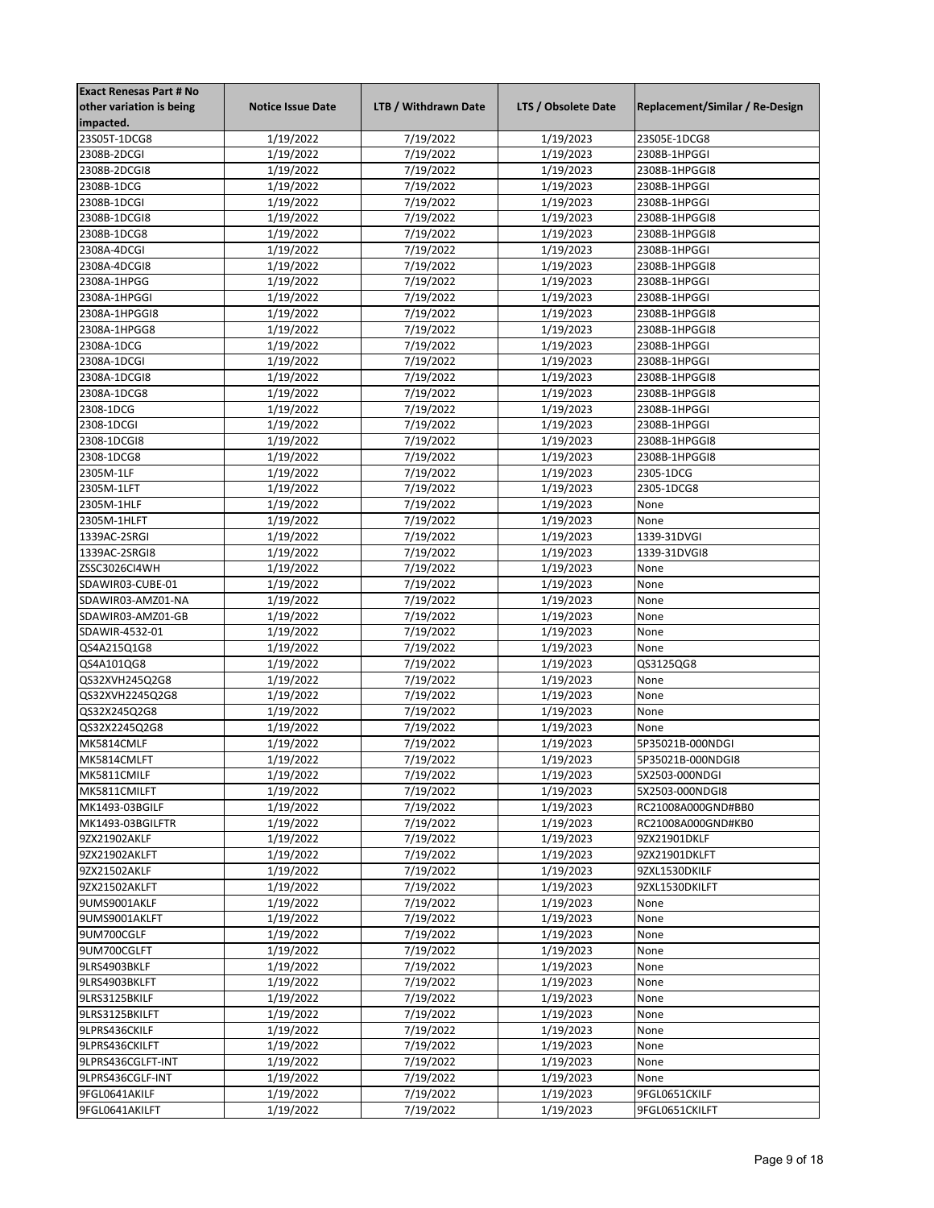| Exact Renesas Part # No other variation is being impacted. | Notice Issue Date | LTB / Withdrawn Date | LTS / Obsolete Date | Replacement/Similar / Re-Design |
|---|---|---|---|---|
| 23S05T-1DCG8 | 1/19/2022 | 7/19/2022 | 1/19/2023 | 23S05E-1DCG8 |
| 2308B-2DCGI | 1/19/2022 | 7/19/2022 | 1/19/2023 | 2308B-1HPGGI |
| 2308B-2DCGI8 | 1/19/2022 | 7/19/2022 | 1/19/2023 | 2308B-1HPGGI8 |
| 2308B-1DCG | 1/19/2022 | 7/19/2022 | 1/19/2023 | 2308B-1HPGGI |
| 2308B-1DCGI | 1/19/2022 | 7/19/2022 | 1/19/2023 | 2308B-1HPGGI |
| 2308B-1DCGI8 | 1/19/2022 | 7/19/2022 | 1/19/2023 | 2308B-1HPGGI8 |
| 2308B-1DCG8 | 1/19/2022 | 7/19/2022 | 1/19/2023 | 2308B-1HPGGI8 |
| 2308A-4DCGI | 1/19/2022 | 7/19/2022 | 1/19/2023 | 2308B-1HPGGI |
| 2308A-4DCGI8 | 1/19/2022 | 7/19/2022 | 1/19/2023 | 2308B-1HPGGI8 |
| 2308A-1HPGG | 1/19/2022 | 7/19/2022 | 1/19/2023 | 2308B-1HPGGI |
| 2308A-1HPGGI | 1/19/2022 | 7/19/2022 | 1/19/2023 | 2308B-1HPGGI |
| 2308A-1HPGGI8 | 1/19/2022 | 7/19/2022 | 1/19/2023 | 2308B-1HPGGI8 |
| 2308A-1HPGG8 | 1/19/2022 | 7/19/2022 | 1/19/2023 | 2308B-1HPGGI8 |
| 2308A-1DCG | 1/19/2022 | 7/19/2022 | 1/19/2023 | 2308B-1HPGGI |
| 2308A-1DCGI | 1/19/2022 | 7/19/2022 | 1/19/2023 | 2308B-1HPGGI |
| 2308A-1DCGI8 | 1/19/2022 | 7/19/2022 | 1/19/2023 | 2308B-1HPGGI8 |
| 2308A-1DCG8 | 1/19/2022 | 7/19/2022 | 1/19/2023 | 2308B-1HPGGI8 |
| 2308-1DCG | 1/19/2022 | 7/19/2022 | 1/19/2023 | 2308B-1HPGGI |
| 2308-1DCGI | 1/19/2022 | 7/19/2022 | 1/19/2023 | 2308B-1HPGGI |
| 2308-1DCGI8 | 1/19/2022 | 7/19/2022 | 1/19/2023 | 2308B-1HPGGI8 |
| 2308-1DCG8 | 1/19/2022 | 7/19/2022 | 1/19/2023 | 2308B-1HPGGI8 |
| 2305M-1LF | 1/19/2022 | 7/19/2022 | 1/19/2023 | 2305-1DCG |
| 2305M-1LFT | 1/19/2022 | 7/19/2022 | 1/19/2023 | 2305-1DCG8 |
| 2305M-1HLF | 1/19/2022 | 7/19/2022 | 1/19/2023 | None |
| 2305M-1HLFT | 1/19/2022 | 7/19/2022 | 1/19/2023 | None |
| 1339AC-2SRGI | 1/19/2022 | 7/19/2022 | 1/19/2023 | 1339-31DVGI |
| 1339AC-2SRGI8 | 1/19/2022 | 7/19/2022 | 1/19/2023 | 1339-31DVGI8 |
| ZSSC3026CI4WH | 1/19/2022 | 7/19/2022 | 1/19/2023 | None |
| SDAWIR03-CUBE-01 | 1/19/2022 | 7/19/2022 | 1/19/2023 | None |
| SDAWIR03-AMZ01-NA | 1/19/2022 | 7/19/2022 | 1/19/2023 | None |
| SDAWIR03-AMZ01-GB | 1/19/2022 | 7/19/2022 | 1/19/2023 | None |
| SDAWIR-4532-01 | 1/19/2022 | 7/19/2022 | 1/19/2023 | None |
| QS4A215Q1G8 | 1/19/2022 | 7/19/2022 | 1/19/2023 | None |
| QS4A101QG8 | 1/19/2022 | 7/19/2022 | 1/19/2023 | QS3125QG8 |
| QS32XVH245Q2G8 | 1/19/2022 | 7/19/2022 | 1/19/2023 | None |
| QS32XVH2245Q2G8 | 1/19/2022 | 7/19/2022 | 1/19/2023 | None |
| QS32X245Q2G8 | 1/19/2022 | 7/19/2022 | 1/19/2023 | None |
| QS32X2245Q2G8 | 1/19/2022 | 7/19/2022 | 1/19/2023 | None |
| MK5814CMLF | 1/19/2022 | 7/19/2022 | 1/19/2023 | 5P35021B-000NDGI |
| MK5814CMLFT | 1/19/2022 | 7/19/2022 | 1/19/2023 | 5P35021B-000NDGI8 |
| MK5811CMILF | 1/19/2022 | 7/19/2022 | 1/19/2023 | 5X2503-000NDGI |
| MK5811CMILFT | 1/19/2022 | 7/19/2022 | 1/19/2023 | 5X2503-000NDGI8 |
| MK1493-03BGILF | 1/19/2022 | 7/19/2022 | 1/19/2023 | RC21008A000GND#BB0 |
| MK1493-03BGILFTR | 1/19/2022 | 7/19/2022 | 1/19/2023 | RC21008A000GND#KB0 |
| 9ZX21902AKLF | 1/19/2022 | 7/19/2022 | 1/19/2023 | 9ZX21901DKLF |
| 9ZX21902AKLFT | 1/19/2022 | 7/19/2022 | 1/19/2023 | 9ZX21901DKLFT |
| 9ZX21502AKLF | 1/19/2022 | 7/19/2022 | 1/19/2023 | 9ZXL1530DKILF |
| 9ZX21502AKLFT | 1/19/2022 | 7/19/2022 | 1/19/2023 | 9ZXL1530DKILFT |
| 9UMS9001AKLF | 1/19/2022 | 7/19/2022 | 1/19/2023 | None |
| 9UMS9001AKLFT | 1/19/2022 | 7/19/2022 | 1/19/2023 | None |
| 9UM700CGLF | 1/19/2022 | 7/19/2022 | 1/19/2023 | None |
| 9UM700CGLFT | 1/19/2022 | 7/19/2022 | 1/19/2023 | None |
| 9LRS4903BKLF | 1/19/2022 | 7/19/2022 | 1/19/2023 | None |
| 9LRS4903BKLFT | 1/19/2022 | 7/19/2022 | 1/19/2023 | None |
| 9LRS3125BKILF | 1/19/2022 | 7/19/2022 | 1/19/2023 | None |
| 9LRS3125BKILFT | 1/19/2022 | 7/19/2022 | 1/19/2023 | None |
| 9LPRS436CKILF | 1/19/2022 | 7/19/2022 | 1/19/2023 | None |
| 9LPRS436CKILFT | 1/19/2022 | 7/19/2022 | 1/19/2023 | None |
| 9LPRS436CGLFT-INT | 1/19/2022 | 7/19/2022 | 1/19/2023 | None |
| 9LPRS436CGLF-INT | 1/19/2022 | 7/19/2022 | 1/19/2023 | None |
| 9FGL0641AKILF | 1/19/2022 | 7/19/2022 | 1/19/2023 | 9FGL0651CKILF |
| 9FGL0641AKILFT | 1/19/2022 | 7/19/2022 | 1/19/2023 | 9FGL0651CKILFT |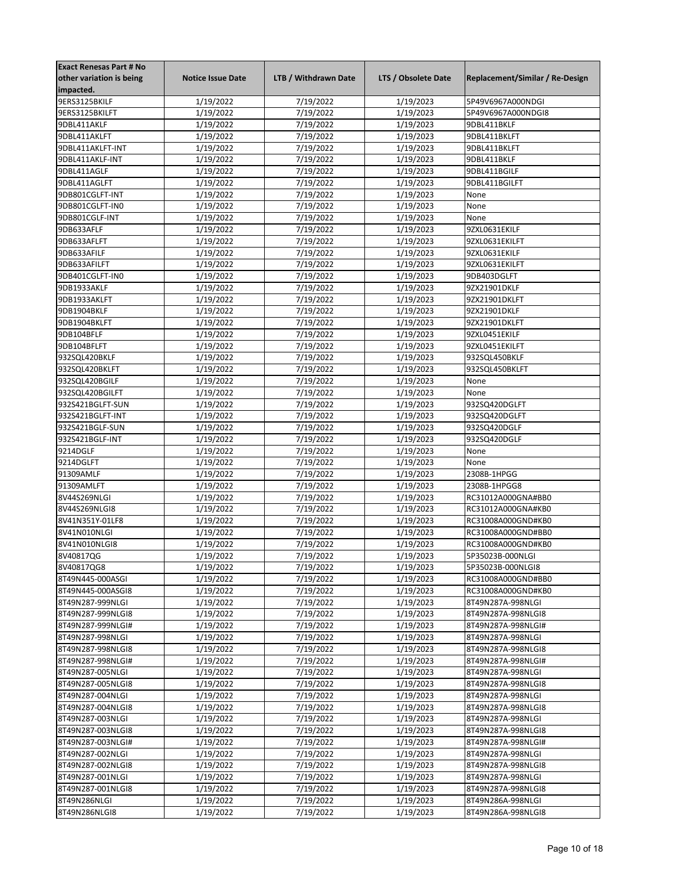| Exact Renesas Part # No other variation is being impacted. | Notice Issue Date | LTB / Withdrawn Date | LTS / Obsolete Date | Replacement/Similar / Re-Design |
|---|---|---|---|---|
| 9ERS3125BKILF | 1/19/2022 | 7/19/2022 | 1/19/2023 | 5P49V6967A000NDGI |
| 9ERS3125BKILFT | 1/19/2022 | 7/19/2022 | 1/19/2023 | 5P49V6967A000NDGI8 |
| 9DBL411AKLF | 1/19/2022 | 7/19/2022 | 1/19/2023 | 9DBL411BKLF |
| 9DBL411AKLFT | 1/19/2022 | 7/19/2022 | 1/19/2023 | 9DBL411BKLFT |
| 9DBL411AKLFT-INT | 1/19/2022 | 7/19/2022 | 1/19/2023 | 9DBL411BKLFT |
| 9DBL411AKLF-INT | 1/19/2022 | 7/19/2022 | 1/19/2023 | 9DBL411BKLF |
| 9DBL411AGLF | 1/19/2022 | 7/19/2022 | 1/19/2023 | 9DBL411BGILF |
| 9DBL411AGLFT | 1/19/2022 | 7/19/2022 | 1/19/2023 | 9DBL411BGILFT |
| 9DB801CGLFT-INT | 1/19/2022 | 7/19/2022 | 1/19/2023 | None |
| 9DB801CGLFT-IN0 | 1/19/2022 | 7/19/2022 | 1/19/2023 | None |
| 9DB801CGLF-INT | 1/19/2022 | 7/19/2022 | 1/19/2023 | None |
| 9DB633AFLF | 1/19/2022 | 7/19/2022 | 1/19/2023 | 9ZXL0631EKILF |
| 9DB633AFLFT | 1/19/2022 | 7/19/2022 | 1/19/2023 | 9ZXL0631EKILFT |
| 9DB633AFILF | 1/19/2022 | 7/19/2022 | 1/19/2023 | 9ZXL0631EKILF |
| 9DB633AFILFT | 1/19/2022 | 7/19/2022 | 1/19/2023 | 9ZXL0631EKILFT |
| 9DB401CGLFT-IN0 | 1/19/2022 | 7/19/2022 | 1/19/2023 | 9DB403DGLFT |
| 9DB1933AKLF | 1/19/2022 | 7/19/2022 | 1/19/2023 | 9ZX21901DKLF |
| 9DB1933AKLFT | 1/19/2022 | 7/19/2022 | 1/19/2023 | 9ZX21901DKLFT |
| 9DB1904BKLF | 1/19/2022 | 7/19/2022 | 1/19/2023 | 9ZX21901DKLF |
| 9DB1904BKLFT | 1/19/2022 | 7/19/2022 | 1/19/2023 | 9ZX21901DKLFT |
| 9DB104BFLF | 1/19/2022 | 7/19/2022 | 1/19/2023 | 9ZXL0451EKILF |
| 9DB104BFLFT | 1/19/2022 | 7/19/2022 | 1/19/2023 | 9ZXL0451EKILFT |
| 932SQL420BKLF | 1/19/2022 | 7/19/2022 | 1/19/2023 | 932SQL450BKLF |
| 932SQL420BKLFT | 1/19/2022 | 7/19/2022 | 1/19/2023 | 932SQL450BKLFT |
| 932SQL420BGILF | 1/19/2022 | 7/19/2022 | 1/19/2023 | None |
| 932SQL420BGILFT | 1/19/2022 | 7/19/2022 | 1/19/2023 | None |
| 932S421BGLFT-SUN | 1/19/2022 | 7/19/2022 | 1/19/2023 | 932SQ420DGLFT |
| 932S421BGLFT-INT | 1/19/2022 | 7/19/2022 | 1/19/2023 | 932SQ420DGLFT |
| 932S421BGLF-SUN | 1/19/2022 | 7/19/2022 | 1/19/2023 | 932SQ420DGLF |
| 932S421BGLF-INT | 1/19/2022 | 7/19/2022 | 1/19/2023 | 932SQ420DGLF |
| 9214DGLF | 1/19/2022 | 7/19/2022 | 1/19/2023 | None |
| 9214DGLFT | 1/19/2022 | 7/19/2022 | 1/19/2023 | None |
| 91309AMLF | 1/19/2022 | 7/19/2022 | 1/19/2023 | 2308B-1HPGG |
| 91309AMLFT | 1/19/2022 | 7/19/2022 | 1/19/2023 | 2308B-1HPGG8 |
| 8V44S269NLGI | 1/19/2022 | 7/19/2022 | 1/19/2023 | RC31012A000GNA#BB0 |
| 8V44S269NLGI8 | 1/19/2022 | 7/19/2022 | 1/19/2023 | RC31012A000GNA#KB0 |
| 8V41N351Y-01LF8 | 1/19/2022 | 7/19/2022 | 1/19/2023 | RC31008A000GND#KB0 |
| 8V41N010NLGI | 1/19/2022 | 7/19/2022 | 1/19/2023 | RC31008A000GND#BB0 |
| 8V41N010NLGI8 | 1/19/2022 | 7/19/2022 | 1/19/2023 | RC31008A000GND#KB0 |
| 8V40817QG | 1/19/2022 | 7/19/2022 | 1/19/2023 | 5P35023B-000NLGI |
| 8V40817QG8 | 1/19/2022 | 7/19/2022 | 1/19/2023 | 5P35023B-000NLGI8 |
| 8T49N445-000ASGI | 1/19/2022 | 7/19/2022 | 1/19/2023 | RC31008A000GND#BB0 |
| 8T49N445-000ASGI8 | 1/19/2022 | 7/19/2022 | 1/19/2023 | RC31008A000GND#KB0 |
| 8T49N287-999NLGI | 1/19/2022 | 7/19/2022 | 1/19/2023 | 8T49N287A-998NLGI |
| 8T49N287-999NLGI8 | 1/19/2022 | 7/19/2022 | 1/19/2023 | 8T49N287A-998NLGI8 |
| 8T49N287-999NLGI# | 1/19/2022 | 7/19/2022 | 1/19/2023 | 8T49N287A-998NLGI# |
| 8T49N287-998NLGI | 1/19/2022 | 7/19/2022 | 1/19/2023 | 8T49N287A-998NLGI |
| 8T49N287-998NLGI8 | 1/19/2022 | 7/19/2022 | 1/19/2023 | 8T49N287A-998NLGI8 |
| 8T49N287-998NLGI# | 1/19/2022 | 7/19/2022 | 1/19/2023 | 8T49N287A-998NLGI# |
| 8T49N287-005NLGI | 1/19/2022 | 7/19/2022 | 1/19/2023 | 8T49N287A-998NLGI |
| 8T49N287-005NLGI8 | 1/19/2022 | 7/19/2022 | 1/19/2023 | 8T49N287A-998NLGI8 |
| 8T49N287-004NLGI | 1/19/2022 | 7/19/2022 | 1/19/2023 | 8T49N287A-998NLGI |
| 8T49N287-004NLGI8 | 1/19/2022 | 7/19/2022 | 1/19/2023 | 8T49N287A-998NLGI8 |
| 8T49N287-003NLGI | 1/19/2022 | 7/19/2022 | 1/19/2023 | 8T49N287A-998NLGI |
| 8T49N287-003NLGI8 | 1/19/2022 | 7/19/2022 | 1/19/2023 | 8T49N287A-998NLGI8 |
| 8T49N287-003NLGI# | 1/19/2022 | 7/19/2022 | 1/19/2023 | 8T49N287A-998NLGI# |
| 8T49N287-002NLGI | 1/19/2022 | 7/19/2022 | 1/19/2023 | 8T49N287A-998NLGI |
| 8T49N287-002NLGI8 | 1/19/2022 | 7/19/2022 | 1/19/2023 | 8T49N287A-998NLGI8 |
| 8T49N287-001NLGI | 1/19/2022 | 7/19/2022 | 1/19/2023 | 8T49N287A-998NLGI |
| 8T49N287-001NLGI8 | 1/19/2022 | 7/19/2022 | 1/19/2023 | 8T49N287A-998NLGI8 |
| 8T49N286NLGI | 1/19/2022 | 7/19/2022 | 1/19/2023 | 8T49N286A-998NLGI |
| 8T49N286NLGI8 | 1/19/2022 | 7/19/2022 | 1/19/2023 | 8T49N286A-998NLGI8 |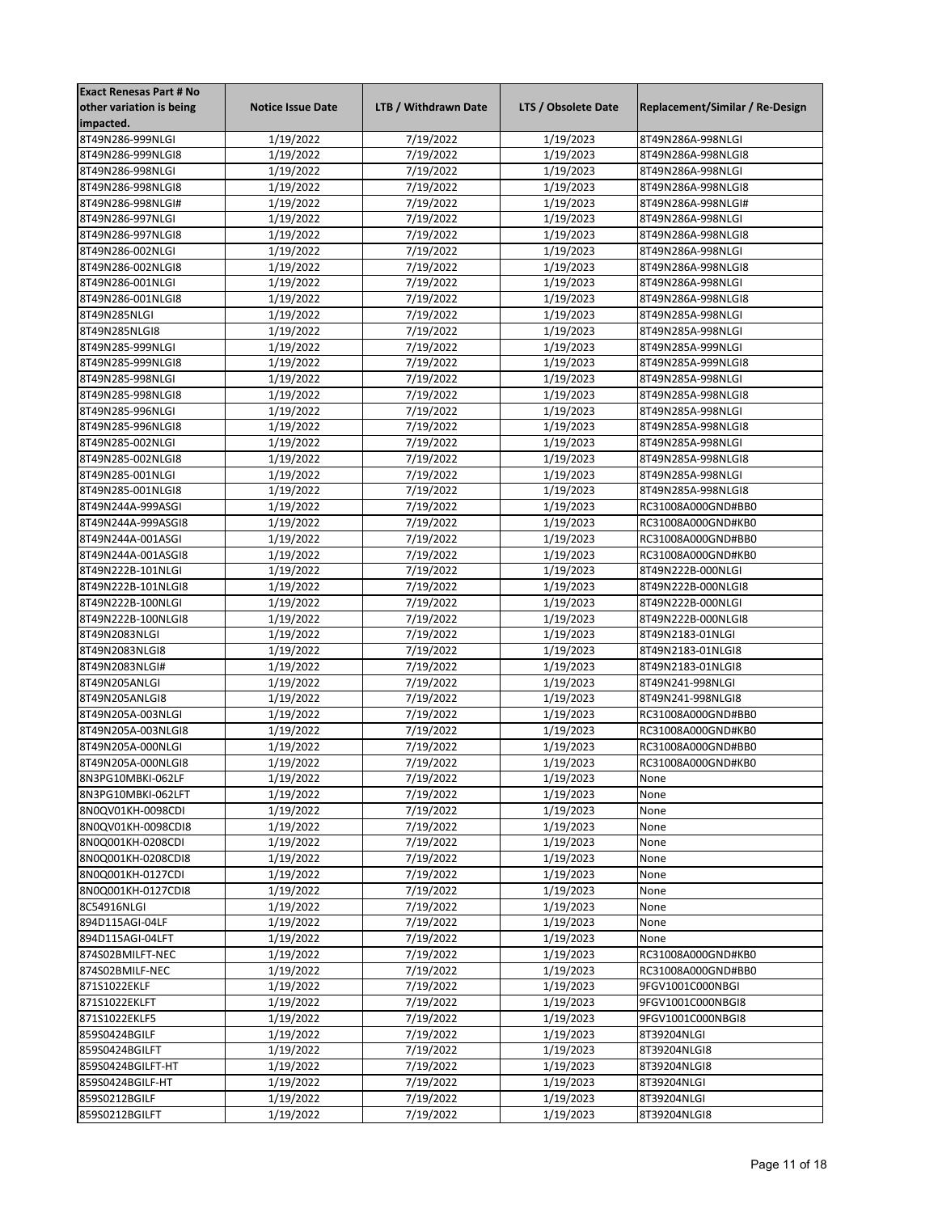| Exact Renesas Part # No other variation is being impacted. | Notice Issue Date | LTB / Withdrawn Date | LTS / Obsolete Date | Replacement/Similar / Re-Design |
| --- | --- | --- | --- | --- |
| 8T49N286-999NLGI | 1/19/2022 | 7/19/2022 | 1/19/2023 | 8T49N286A-998NLGI |
| 8T49N286-999NLGI8 | 1/19/2022 | 7/19/2022 | 1/19/2023 | 8T49N286A-998NLGI8 |
| 8T49N286-998NLGI | 1/19/2022 | 7/19/2022 | 1/19/2023 | 8T49N286A-998NLGI |
| 8T49N286-998NLGI8 | 1/19/2022 | 7/19/2022 | 1/19/2023 | 8T49N286A-998NLGI8 |
| 8T49N286-998NLGI# | 1/19/2022 | 7/19/2022 | 1/19/2023 | 8T49N286A-998NLGI# |
| 8T49N286-997NLGI | 1/19/2022 | 7/19/2022 | 1/19/2023 | 8T49N286A-998NLGI |
| 8T49N286-997NLGI8 | 1/19/2022 | 7/19/2022 | 1/19/2023 | 8T49N286A-998NLGI8 |
| 8T49N286-002NLGI | 1/19/2022 | 7/19/2022 | 1/19/2023 | 8T49N286A-998NLGI |
| 8T49N286-002NLGI8 | 1/19/2022 | 7/19/2022 | 1/19/2023 | 8T49N286A-998NLGI8 |
| 8T49N286-001NLGI | 1/19/2022 | 7/19/2022 | 1/19/2023 | 8T49N286A-998NLGI |
| 8T49N286-001NLGI8 | 1/19/2022 | 7/19/2022 | 1/19/2023 | 8T49N286A-998NLGI8 |
| 8T49N285NLGI | 1/19/2022 | 7/19/2022 | 1/19/2023 | 8T49N285A-998NLGI |
| 8T49N285NLGI8 | 1/19/2022 | 7/19/2022 | 1/19/2023 | 8T49N285A-998NLGI |
| 8T49N285-999NLGI | 1/19/2022 | 7/19/2022 | 1/19/2023 | 8T49N285A-999NLGI |
| 8T49N285-999NLGI8 | 1/19/2022 | 7/19/2022 | 1/19/2023 | 8T49N285A-999NLGI8 |
| 8T49N285-998NLGI | 1/19/2022 | 7/19/2022 | 1/19/2023 | 8T49N285A-998NLGI |
| 8T49N285-998NLGI8 | 1/19/2022 | 7/19/2022 | 1/19/2023 | 8T49N285A-998NLGI8 |
| 8T49N285-996NLGI | 1/19/2022 | 7/19/2022 | 1/19/2023 | 8T49N285A-998NLGI |
| 8T49N285-996NLGI8 | 1/19/2022 | 7/19/2022 | 1/19/2023 | 8T49N285A-998NLGI8 |
| 8T49N285-002NLGI | 1/19/2022 | 7/19/2022 | 1/19/2023 | 8T49N285A-998NLGI |
| 8T49N285-002NLGI8 | 1/19/2022 | 7/19/2022 | 1/19/2023 | 8T49N285A-998NLGI8 |
| 8T49N285-001NLGI | 1/19/2022 | 7/19/2022 | 1/19/2023 | 8T49N285A-998NLGI |
| 8T49N285-001NLGI8 | 1/19/2022 | 7/19/2022 | 1/19/2023 | 8T49N285A-998NLGI8 |
| 8T49N244A-999ASGI | 1/19/2022 | 7/19/2022 | 1/19/2023 | RC31008A000GND#BB0 |
| 8T49N244A-999ASGI8 | 1/19/2022 | 7/19/2022 | 1/19/2023 | RC31008A000GND#KB0 |
| 8T49N244A-001ASGI | 1/19/2022 | 7/19/2022 | 1/19/2023 | RC31008A000GND#BB0 |
| 8T49N244A-001ASGI8 | 1/19/2022 | 7/19/2022 | 1/19/2023 | RC31008A000GND#KB0 |
| 8T49N222B-101NLGI | 1/19/2022 | 7/19/2022 | 1/19/2023 | 8T49N222B-000NLGI |
| 8T49N222B-101NLGI8 | 1/19/2022 | 7/19/2022 | 1/19/2023 | 8T49N222B-000NLGI8 |
| 8T49N222B-100NLGI | 1/19/2022 | 7/19/2022 | 1/19/2023 | 8T49N222B-000NLGI |
| 8T49N222B-100NLGI8 | 1/19/2022 | 7/19/2022 | 1/19/2023 | 8T49N222B-000NLGI8 |
| 8T49N2083NLGI | 1/19/2022 | 7/19/2022 | 1/19/2023 | 8T49N2183-01NLGI |
| 8T49N2083NLGI8 | 1/19/2022 | 7/19/2022 | 1/19/2023 | 8T49N2183-01NLGI8 |
| 8T49N2083NLGI# | 1/19/2022 | 7/19/2022 | 1/19/2023 | 8T49N2183-01NLGI8 |
| 8T49N205ANLGI | 1/19/2022 | 7/19/2022 | 1/19/2023 | 8T49N241-998NLGI |
| 8T49N205ANLGI8 | 1/19/2022 | 7/19/2022 | 1/19/2023 | 8T49N241-998NLGI8 |
| 8T49N205A-003NLGI | 1/19/2022 | 7/19/2022 | 1/19/2023 | RC31008A000GND#BB0 |
| 8T49N205A-003NLGI8 | 1/19/2022 | 7/19/2022 | 1/19/2023 | RC31008A000GND#KB0 |
| 8T49N205A-000NLGI | 1/19/2022 | 7/19/2022 | 1/19/2023 | RC31008A000GND#BB0 |
| 8T49N205A-000NLGI8 | 1/19/2022 | 7/19/2022 | 1/19/2023 | RC31008A000GND#KB0 |
| 8N3PG10MBKI-062LF | 1/19/2022 | 7/19/2022 | 1/19/2023 | None |
| 8N3PG10MBKI-062LFT | 1/19/2022 | 7/19/2022 | 1/19/2023 | None |
| 8N0QV01KH-0098CDI | 1/19/2022 | 7/19/2022 | 1/19/2023 | None |
| 8N0QV01KH-0098CDI8 | 1/19/2022 | 7/19/2022 | 1/19/2023 | None |
| 8N0Q001KH-0208CDI | 1/19/2022 | 7/19/2022 | 1/19/2023 | None |
| 8N0Q001KH-0208CDI8 | 1/19/2022 | 7/19/2022 | 1/19/2023 | None |
| 8N0Q001KH-0127CDI | 1/19/2022 | 7/19/2022 | 1/19/2023 | None |
| 8N0Q001KH-0127CDI8 | 1/19/2022 | 7/19/2022 | 1/19/2023 | None |
| 8C54916NLGI | 1/19/2022 | 7/19/2022 | 1/19/2023 | None |
| 894D115AGI-04LF | 1/19/2022 | 7/19/2022 | 1/19/2023 | None |
| 894D115AGI-04LFT | 1/19/2022 | 7/19/2022 | 1/19/2023 | None |
| 874S02BMILFT-NEC | 1/19/2022 | 7/19/2022 | 1/19/2023 | RC31008A000GND#KB0 |
| 874S02BMILF-NEC | 1/19/2022 | 7/19/2022 | 1/19/2023 | RC31008A000GND#BB0 |
| 871S1022EKLF | 1/19/2022 | 7/19/2022 | 1/19/2023 | 9FGV1001C000NBGI |
| 871S1022EKLFT | 1/19/2022 | 7/19/2022 | 1/19/2023 | 9FGV1001C000NBGI8 |
| 871S1022EKLF5 | 1/19/2022 | 7/19/2022 | 1/19/2023 | 9FGV1001C000NBGI8 |
| 859S0424BGILF | 1/19/2022 | 7/19/2022 | 1/19/2023 | 8T39204NLGI |
| 859S0424BGILFT | 1/19/2022 | 7/19/2022 | 1/19/2023 | 8T39204NLGI8 |
| 859S0424BGILFT-HT | 1/19/2022 | 7/19/2022 | 1/19/2023 | 8T39204NLGI8 |
| 859S0424BGILF-HT | 1/19/2022 | 7/19/2022 | 1/19/2023 | 8T39204NLGI |
| 859S0212BGILF | 1/19/2022 | 7/19/2022 | 1/19/2023 | 8T39204NLGI |
| 859S0212BGILFT | 1/19/2022 | 7/19/2022 | 1/19/2023 | 8T39204NLGI8 |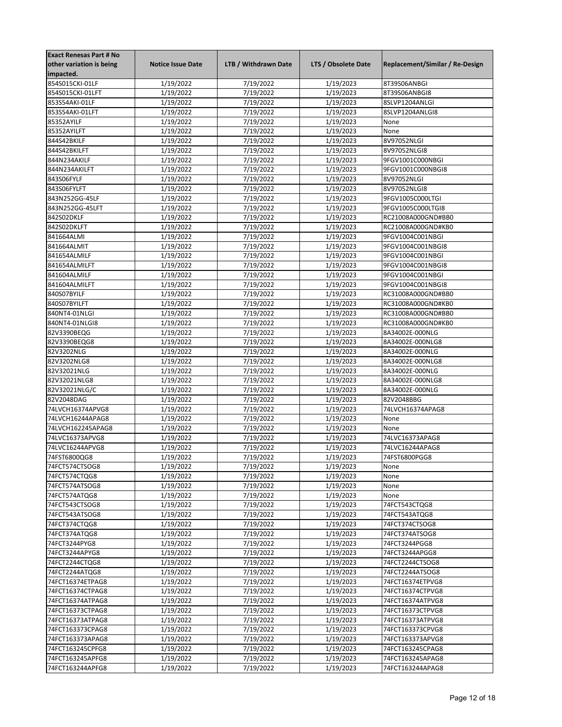| Exact Renesas Part # No other variation is being impacted. | Notice Issue Date | LTB / Withdrawn Date | LTS / Obsolete Date | Replacement/Similar / Re-Design |
|---|---|---|---|---|
| 854S015CKI-01LF | 1/19/2022 | 7/19/2022 | 1/19/2023 | 8T39S06ANBGI |
| 854S015CKI-01LFT | 1/19/2022 | 7/19/2022 | 1/19/2023 | 8T39S06ANBGI8 |
| 853S54AKI-01LF | 1/19/2022 | 7/19/2022 | 1/19/2023 | 8SLVP1204ANLGI |
| 853S54AKI-01LFT | 1/19/2022 | 7/19/2022 | 1/19/2023 | 8SLVP1204ANLGI8 |
| 85352AYILF | 1/19/2022 | 7/19/2022 | 1/19/2023 | None |
| 85352AYILFT | 1/19/2022 | 7/19/2022 | 1/19/2023 | None |
| 844S42BKILF | 1/19/2022 | 7/19/2022 | 1/19/2023 | 8V97052NLGI |
| 844S42BKILFT | 1/19/2022 | 7/19/2022 | 1/19/2023 | 8V97052NLGI8 |
| 844N234AKILF | 1/19/2022 | 7/19/2022 | 1/19/2023 | 9FGV1001C000NBGI |
| 844N234AKILFT | 1/19/2022 | 7/19/2022 | 1/19/2023 | 9FGV1001C000NBGI8 |
| 843S06FYLF | 1/19/2022 | 7/19/2022 | 1/19/2023 | 8V97052NLGI |
| 843S06FYLFT | 1/19/2022 | 7/19/2022 | 1/19/2023 | 8V97052NLGI8 |
| 843N252GG-45LF | 1/19/2022 | 7/19/2022 | 1/19/2023 | 9FGV1005C000LTGI |
| 843N252GG-45LFT | 1/19/2022 | 7/19/2022 | 1/19/2023 | 9FGV1005C000LTGI8 |
| 842S02DKLF | 1/19/2022 | 7/19/2022 | 1/19/2023 | RC21008A000GND#BB0 |
| 842S02DKLFT | 1/19/2022 | 7/19/2022 | 1/19/2023 | RC21008A000GND#KB0 |
| 841664ALMI | 1/19/2022 | 7/19/2022 | 1/19/2023 | 9FGV1004C001NBGI |
| 841664ALMIT | 1/19/2022 | 7/19/2022 | 1/19/2023 | 9FGV1004C001NBGI8 |
| 841654ALMILF | 1/19/2022 | 7/19/2022 | 1/19/2023 | 9FGV1004C001NBGI |
| 841654ALMILFT | 1/19/2022 | 7/19/2022 | 1/19/2023 | 9FGV1004C001NBGI8 |
| 841604ALMILF | 1/19/2022 | 7/19/2022 | 1/19/2023 | 9FGV1004C001NBGI |
| 841604ALMILFT | 1/19/2022 | 7/19/2022 | 1/19/2023 | 9FGV1004C001NBGI8 |
| 840S07BYILF | 1/19/2022 | 7/19/2022 | 1/19/2023 | RC31008A000GND#BB0 |
| 840S07BYILFT | 1/19/2022 | 7/19/2022 | 1/19/2023 | RC31008A000GND#KB0 |
| 840NT4-01NLGI | 1/19/2022 | 7/19/2022 | 1/19/2023 | RC31008A000GND#BB0 |
| 840NT4-01NLGI8 | 1/19/2022 | 7/19/2022 | 1/19/2023 | RC31008A000GND#KB0 |
| 82V3390BEQG | 1/19/2022 | 7/19/2022 | 1/19/2023 | 8A34002E-000NLG |
| 82V3390BEQG8 | 1/19/2022 | 7/19/2022 | 1/19/2023 | 8A34002E-000NLG8 |
| 82V3202NLG | 1/19/2022 | 7/19/2022 | 1/19/2023 | 8A34002E-000NLG |
| 82V3202NLG8 | 1/19/2022 | 7/19/2022 | 1/19/2023 | 8A34002E-000NLG8 |
| 82V32021NLG | 1/19/2022 | 7/19/2022 | 1/19/2023 | 8A34002E-000NLG |
| 82V32021NLG8 | 1/19/2022 | 7/19/2022 | 1/19/2023 | 8A34002E-000NLG8 |
| 82V32021NLG/C | 1/19/2022 | 7/19/2022 | 1/19/2023 | 8A34002E-000NLG |
| 82V2048DAG | 1/19/2022 | 7/19/2022 | 1/19/2023 | 82V2048BBG |
| 74LVCH16374APVG8 | 1/19/2022 | 7/19/2022 | 1/19/2023 | 74LVCH16374APAG8 |
| 74LVCH16244APAG8 | 1/19/2022 | 7/19/2022 | 1/19/2023 | None |
| 74LVCH162245APAG8 | 1/19/2022 | 7/19/2022 | 1/19/2023 | None |
| 74LVC16373APVG8 | 1/19/2022 | 7/19/2022 | 1/19/2023 | 74LVC16373APAG8 |
| 74LVC16244APVG8 | 1/19/2022 | 7/19/2022 | 1/19/2023 | 74LVC16244APAG8 |
| 74FST6800QG8 | 1/19/2022 | 7/19/2022 | 1/19/2023 | 74FST6800PGG8 |
| 74FCT574CTSOG8 | 1/19/2022 | 7/19/2022 | 1/19/2023 | None |
| 74FCT574CTQG8 | 1/19/2022 | 7/19/2022 | 1/19/2023 | None |
| 74FCT574ATSOG8 | 1/19/2022 | 7/19/2022 | 1/19/2023 | None |
| 74FCT574ATQG8 | 1/19/2022 | 7/19/2022 | 1/19/2023 | None |
| 74FCT543CTSOG8 | 1/19/2022 | 7/19/2022 | 1/19/2023 | 74FCT543CTQG8 |
| 74FCT543ATSOG8 | 1/19/2022 | 7/19/2022 | 1/19/2023 | 74FCT543ATQG8 |
| 74FCT374CTQG8 | 1/19/2022 | 7/19/2022 | 1/19/2023 | 74FCT374CTSOG8 |
| 74FCT374ATQG8 | 1/19/2022 | 7/19/2022 | 1/19/2023 | 74FCT374ATSOG8 |
| 74FCT3244PYG8 | 1/19/2022 | 7/19/2022 | 1/19/2023 | 74FCT3244PGG8 |
| 74FCT3244APYG8 | 1/19/2022 | 7/19/2022 | 1/19/2023 | 74FCT3244APGG8 |
| 74FCT2244CTQG8 | 1/19/2022 | 7/19/2022 | 1/19/2023 | 74FCT2244CTSOG8 |
| 74FCT2244ATQG8 | 1/19/2022 | 7/19/2022 | 1/19/2023 | 74FCT2244ATSOG8 |
| 74FCT16374ETPAG8 | 1/19/2022 | 7/19/2022 | 1/19/2023 | 74FCT16374ETPVG8 |
| 74FCT16374CTPAG8 | 1/19/2022 | 7/19/2022 | 1/19/2023 | 74FCT16374CTPVG8 |
| 74FCT16374ATPAG8 | 1/19/2022 | 7/19/2022 | 1/19/2023 | 74FCT16374ATPVG8 |
| 74FCT16373CTPAG8 | 1/19/2022 | 7/19/2022 | 1/19/2023 | 74FCT16373CTPVG8 |
| 74FCT16373ATPAG8 | 1/19/2022 | 7/19/2022 | 1/19/2023 | 74FCT16373ATPVG8 |
| 74FCT163373CPAG8 | 1/19/2022 | 7/19/2022 | 1/19/2023 | 74FCT163373CPVG8 |
| 74FCT163373APAG8 | 1/19/2022 | 7/19/2022 | 1/19/2023 | 74FCT163373APVG8 |
| 74FCT163245CPFG8 | 1/19/2022 | 7/19/2022 | 1/19/2023 | 74FCT163245CPAG8 |
| 74FCT163245APFG8 | 1/19/2022 | 7/19/2022 | 1/19/2023 | 74FCT163245APAG8 |
| 74FCT163244APFG8 | 1/19/2022 | 7/19/2022 | 1/19/2023 | 74FCT163244APAG8 |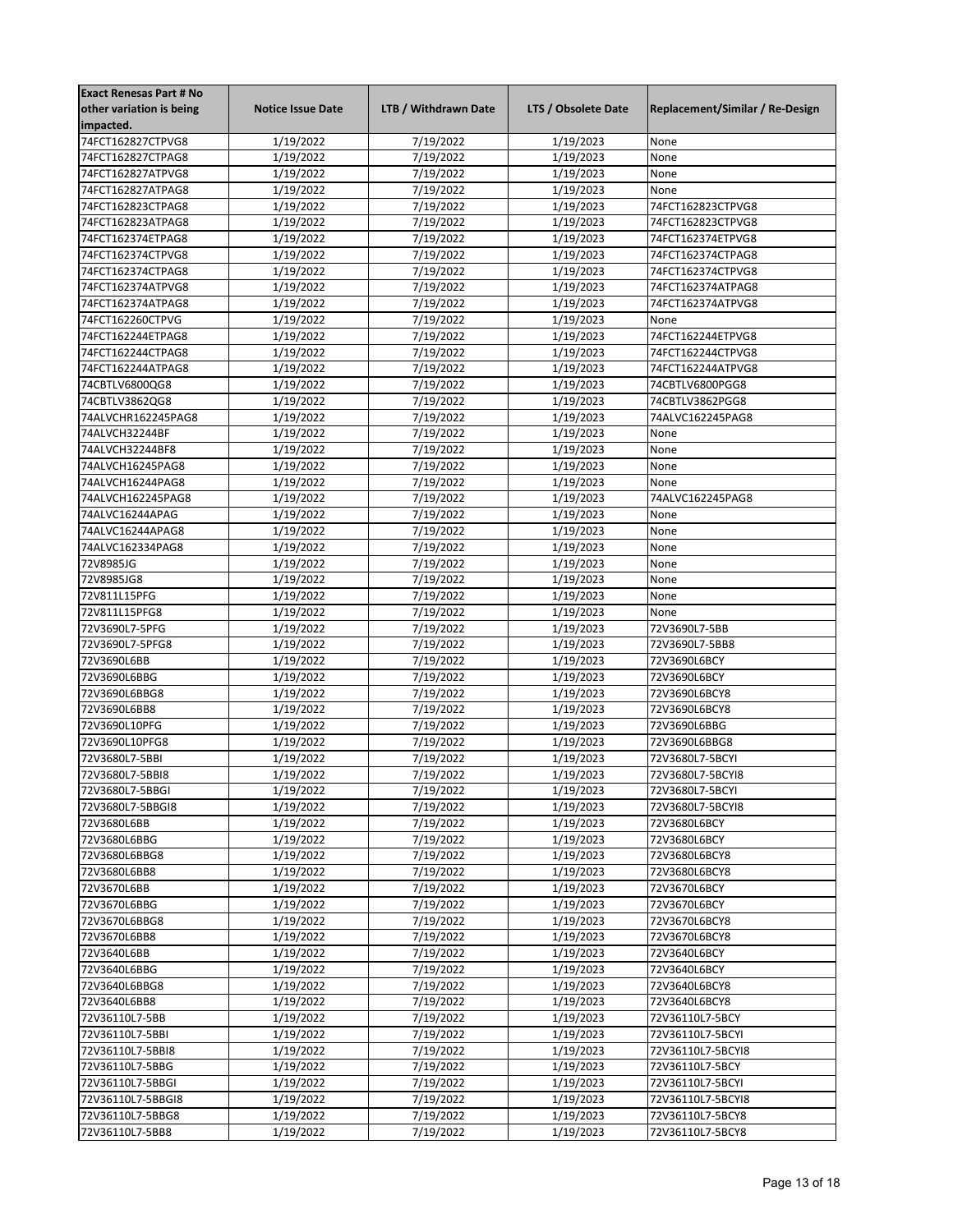| Exact Renesas Part # No other variation is being impacted. | Notice Issue Date | LTB / Withdrawn Date | LTS / Obsolete Date | Replacement/Similar / Re-Design |
|---|---|---|---|---|
| 74FCT162827CTPVG8 | 1/19/2022 | 7/19/2022 | 1/19/2023 | None |
| 74FCT162827CTPAG8 | 1/19/2022 | 7/19/2022 | 1/19/2023 | None |
| 74FCT162827ATPVG8 | 1/19/2022 | 7/19/2022 | 1/19/2023 | None |
| 74FCT162827ATPAG8 | 1/19/2022 | 7/19/2022 | 1/19/2023 | None |
| 74FCT162823CTPAG8 | 1/19/2022 | 7/19/2022 | 1/19/2023 | 74FCT162823CTPVG8 |
| 74FCT162823ATPAG8 | 1/19/2022 | 7/19/2022 | 1/19/2023 | 74FCT162823CTPVG8 |
| 74FCT162374ETPAG8 | 1/19/2022 | 7/19/2022 | 1/19/2023 | 74FCT162374ETPVG8 |
| 74FCT162374CTPVG8 | 1/19/2022 | 7/19/2022 | 1/19/2023 | 74FCT162374CTPAG8 |
| 74FCT162374CTPAG8 | 1/19/2022 | 7/19/2022 | 1/19/2023 | 74FCT162374CTPVG8 |
| 74FCT162374ATPVG8 | 1/19/2022 | 7/19/2022 | 1/19/2023 | 74FCT162374ATPAG8 |
| 74FCT162374ATPAG8 | 1/19/2022 | 7/19/2022 | 1/19/2023 | 74FCT162374ATPVG8 |
| 74FCT162260CTPVG | 1/19/2022 | 7/19/2022 | 1/19/2023 | None |
| 74FCT162244ETPAG8 | 1/19/2022 | 7/19/2022 | 1/19/2023 | 74FCT162244ETPVG8 |
| 74FCT162244CTPAG8 | 1/19/2022 | 7/19/2022 | 1/19/2023 | 74FCT162244CTPVG8 |
| 74FCT162244ATPAG8 | 1/19/2022 | 7/19/2022 | 1/19/2023 | 74FCT162244ATPVG8 |
| 74CBTLV6800QG8 | 1/19/2022 | 7/19/2022 | 1/19/2023 | 74CBTLV6800PGG8 |
| 74CBTLV3862QG8 | 1/19/2022 | 7/19/2022 | 1/19/2023 | 74CBTLV3862PGG8 |
| 74ALVCHR162245PAG8 | 1/19/2022 | 7/19/2022 | 1/19/2023 | 74ALVC162245PAG8 |
| 74ALVCH32244BF | 1/19/2022 | 7/19/2022 | 1/19/2023 | None |
| 74ALVCH32244BF8 | 1/19/2022 | 7/19/2022 | 1/19/2023 | None |
| 74ALVCH16245PAG8 | 1/19/2022 | 7/19/2022 | 1/19/2023 | None |
| 74ALVCH16244PAG8 | 1/19/2022 | 7/19/2022 | 1/19/2023 | None |
| 74ALVCH162245PAG8 | 1/19/2022 | 7/19/2022 | 1/19/2023 | 74ALVC162245PAG8 |
| 74ALVC16244APAG | 1/19/2022 | 7/19/2022 | 1/19/2023 | None |
| 74ALVC16244APAG8 | 1/19/2022 | 7/19/2022 | 1/19/2023 | None |
| 74ALVC162334PAG8 | 1/19/2022 | 7/19/2022 | 1/19/2023 | None |
| 72V8985JG | 1/19/2022 | 7/19/2022 | 1/19/2023 | None |
| 72V8985JG8 | 1/19/2022 | 7/19/2022 | 1/19/2023 | None |
| 72V811L15PFG | 1/19/2022 | 7/19/2022 | 1/19/2023 | None |
| 72V811L15PFG8 | 1/19/2022 | 7/19/2022 | 1/19/2023 | None |
| 72V3690L7-5PFG | 1/19/2022 | 7/19/2022 | 1/19/2023 | 72V3690L7-5BB |
| 72V3690L7-5PFG8 | 1/19/2022 | 7/19/2022 | 1/19/2023 | 72V3690L7-5BB8 |
| 72V3690L6BB | 1/19/2022 | 7/19/2022 | 1/19/2023 | 72V3690L6BCY |
| 72V3690L6BBG | 1/19/2022 | 7/19/2022 | 1/19/2023 | 72V3690L6BCY |
| 72V3690L6BBG8 | 1/19/2022 | 7/19/2022 | 1/19/2023 | 72V3690L6BCY8 |
| 72V3690L6BB8 | 1/19/2022 | 7/19/2022 | 1/19/2023 | 72V3690L6BCY8 |
| 72V3690L10PFG | 1/19/2022 | 7/19/2022 | 1/19/2023 | 72V3690L6BBG |
| 72V3690L10PFG8 | 1/19/2022 | 7/19/2022 | 1/19/2023 | 72V3690L6BBG8 |
| 72V3680L7-5BBI | 1/19/2022 | 7/19/2022 | 1/19/2023 | 72V3680L7-5BCYI |
| 72V3680L7-5BBI8 | 1/19/2022 | 7/19/2022 | 1/19/2023 | 72V3680L7-5BCYI8 |
| 72V3680L7-5BBGI | 1/19/2022 | 7/19/2022 | 1/19/2023 | 72V3680L7-5BCYI |
| 72V3680L7-5BBGI8 | 1/19/2022 | 7/19/2022 | 1/19/2023 | 72V3680L7-5BCYI8 |
| 72V3680L6BB | 1/19/2022 | 7/19/2022 | 1/19/2023 | 72V3680L6BCY |
| 72V3680L6BBG | 1/19/2022 | 7/19/2022 | 1/19/2023 | 72V3680L6BCY |
| 72V3680L6BBG8 | 1/19/2022 | 7/19/2022 | 1/19/2023 | 72V3680L6BCY8 |
| 72V3680L6BB8 | 1/19/2022 | 7/19/2022 | 1/19/2023 | 72V3680L6BCY8 |
| 72V3670L6BB | 1/19/2022 | 7/19/2022 | 1/19/2023 | 72V3670L6BCY |
| 72V3670L6BBG | 1/19/2022 | 7/19/2022 | 1/19/2023 | 72V3670L6BCY |
| 72V3670L6BBG8 | 1/19/2022 | 7/19/2022 | 1/19/2023 | 72V3670L6BCY8 |
| 72V3670L6BB8 | 1/19/2022 | 7/19/2022 | 1/19/2023 | 72V3670L6BCY8 |
| 72V3640L6BB | 1/19/2022 | 7/19/2022 | 1/19/2023 | 72V3640L6BCY |
| 72V3640L6BBG | 1/19/2022 | 7/19/2022 | 1/19/2023 | 72V3640L6BCY |
| 72V3640L6BBG8 | 1/19/2022 | 7/19/2022 | 1/19/2023 | 72V3640L6BCY8 |
| 72V3640L6BB8 | 1/19/2022 | 7/19/2022 | 1/19/2023 | 72V3640L6BCY8 |
| 72V36110L7-5BB | 1/19/2022 | 7/19/2022 | 1/19/2023 | 72V36110L7-5BCY |
| 72V36110L7-5BBI | 1/19/2022 | 7/19/2022 | 1/19/2023 | 72V36110L7-5BCYI |
| 72V36110L7-5BBI8 | 1/19/2022 | 7/19/2022 | 1/19/2023 | 72V36110L7-5BCYI8 |
| 72V36110L7-5BBG | 1/19/2022 | 7/19/2022 | 1/19/2023 | 72V36110L7-5BCY |
| 72V36110L7-5BBGI | 1/19/2022 | 7/19/2022 | 1/19/2023 | 72V36110L7-5BCYI |
| 72V36110L7-5BBGI8 | 1/19/2022 | 7/19/2022 | 1/19/2023 | 72V36110L7-5BCYI8 |
| 72V36110L7-5BBG8 | 1/19/2022 | 7/19/2022 | 1/19/2023 | 72V36110L7-5BCY8 |
| 72V36110L7-5BB8 | 1/19/2022 | 7/19/2022 | 1/19/2023 | 72V36110L7-5BCY8 |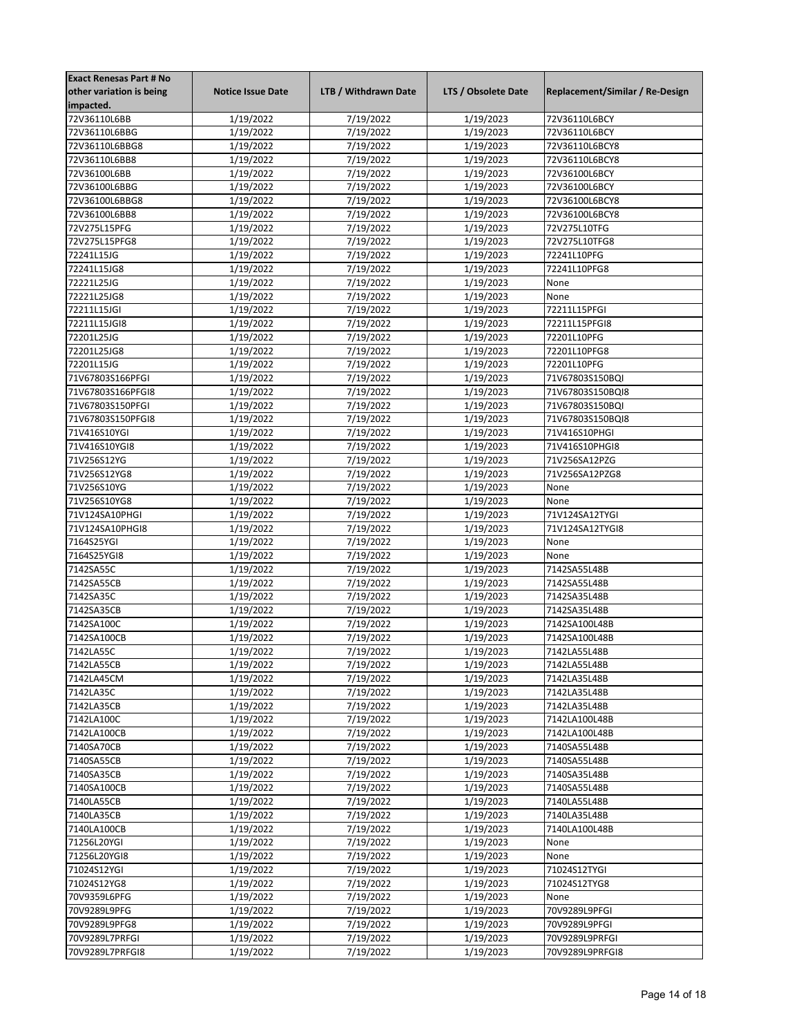| Exact Renesas Part # No other variation is being impacted. | Notice Issue Date | LTB / Withdrawn Date | LTS / Obsolete Date | Replacement/Similar / Re-Design |
|---|---|---|---|---|
| 72V36110L6BB | 1/19/2022 | 7/19/2022 | 1/19/2023 | 72V36110L6BCY |
| 72V36110L6BBG | 1/19/2022 | 7/19/2022 | 1/19/2023 | 72V36110L6BCY |
| 72V36110L6BBG8 | 1/19/2022 | 7/19/2022 | 1/19/2023 | 72V36110L6BCY8 |
| 72V36110L6BB8 | 1/19/2022 | 7/19/2022 | 1/19/2023 | 72V36110L6BCY8 |
| 72V36100L6BB | 1/19/2022 | 7/19/2022 | 1/19/2023 | 72V36100L6BCY |
| 72V36100L6BBG | 1/19/2022 | 7/19/2022 | 1/19/2023 | 72V36100L6BCY |
| 72V36100L6BBG8 | 1/19/2022 | 7/19/2022 | 1/19/2023 | 72V36100L6BCY8 |
| 72V36100L6BB8 | 1/19/2022 | 7/19/2022 | 1/19/2023 | 72V36100L6BCY8 |
| 72V275L15PFG | 1/19/2022 | 7/19/2022 | 1/19/2023 | 72V275L10TFG |
| 72V275L15PFG8 | 1/19/2022 | 7/19/2022 | 1/19/2023 | 72V275L10TFG8 |
| 72241L15JG | 1/19/2022 | 7/19/2022 | 1/19/2023 | 72241L10PFG |
| 72241L15JG8 | 1/19/2022 | 7/19/2022 | 1/19/2023 | 72241L10PFG8 |
| 72221L25JG | 1/19/2022 | 7/19/2022 | 1/19/2023 | None |
| 72221L25JG8 | 1/19/2022 | 7/19/2022 | 1/19/2023 | None |
| 72211L15JGI | 1/19/2022 | 7/19/2022 | 1/19/2023 | 72211L15PFGI |
| 72211L15JGI8 | 1/19/2022 | 7/19/2022 | 1/19/2023 | 72211L15PFGI8 |
| 72201L25JG | 1/19/2022 | 7/19/2022 | 1/19/2023 | 72201L10PFG |
| 72201L25JG8 | 1/19/2022 | 7/19/2022 | 1/19/2023 | 72201L10PFG8 |
| 72201L15JG | 1/19/2022 | 7/19/2022 | 1/19/2023 | 72201L10PFG |
| 71V67803S166PFGI | 1/19/2022 | 7/19/2022 | 1/19/2023 | 71V67803S150BQI |
| 71V67803S166PFGI8 | 1/19/2022 | 7/19/2022 | 1/19/2023 | 71V67803S150BQI8 |
| 71V67803S150PFGI | 1/19/2022 | 7/19/2022 | 1/19/2023 | 71V67803S150BQI |
| 71V67803S150PFGI8 | 1/19/2022 | 7/19/2022 | 1/19/2023 | 71V67803S150BQI8 |
| 71V416S10YGI | 1/19/2022 | 7/19/2022 | 1/19/2023 | 71V416S10PHGI |
| 71V416S10YGI8 | 1/19/2022 | 7/19/2022 | 1/19/2023 | 71V416S10PHGI8 |
| 71V256S12YG | 1/19/2022 | 7/19/2022 | 1/19/2023 | 71V256SA12PZG |
| 71V256S12YG8 | 1/19/2022 | 7/19/2022 | 1/19/2023 | 71V256SA12PZG8 |
| 71V256S10YG | 1/19/2022 | 7/19/2022 | 1/19/2023 | None |
| 71V256S10YG8 | 1/19/2022 | 7/19/2022 | 1/19/2023 | None |
| 71V124SA10PHGI | 1/19/2022 | 7/19/2022 | 1/19/2023 | 71V124SA12TYGI |
| 71V124SA10PHGI8 | 1/19/2022 | 7/19/2022 | 1/19/2023 | 71V124SA12TYGI8 |
| 7164S25YGI | 1/19/2022 | 7/19/2022 | 1/19/2023 | None |
| 7164S25YGI8 | 1/19/2022 | 7/19/2022 | 1/19/2023 | None |
| 7142SA55C | 1/19/2022 | 7/19/2022 | 1/19/2023 | 7142SA55L48B |
| 7142SA55CB | 1/19/2022 | 7/19/2022 | 1/19/2023 | 7142SA55L48B |
| 7142SA35C | 1/19/2022 | 7/19/2022 | 1/19/2023 | 7142SA35L48B |
| 7142SA35CB | 1/19/2022 | 7/19/2022 | 1/19/2023 | 7142SA35L48B |
| 7142SA100C | 1/19/2022 | 7/19/2022 | 1/19/2023 | 7142SA100L48B |
| 7142SA100CB | 1/19/2022 | 7/19/2022 | 1/19/2023 | 7142SA100L48B |
| 7142LA55C | 1/19/2022 | 7/19/2022 | 1/19/2023 | 7142LA55L48B |
| 7142LA55CB | 1/19/2022 | 7/19/2022 | 1/19/2023 | 7142LA55L48B |
| 7142LA45CM | 1/19/2022 | 7/19/2022 | 1/19/2023 | 7142LA35L48B |
| 7142LA35C | 1/19/2022 | 7/19/2022 | 1/19/2023 | 7142LA35L48B |
| 7142LA35CB | 1/19/2022 | 7/19/2022 | 1/19/2023 | 7142LA35L48B |
| 7142LA100C | 1/19/2022 | 7/19/2022 | 1/19/2023 | 7142LA100L48B |
| 7142LA100CB | 1/19/2022 | 7/19/2022 | 1/19/2023 | 7142LA100L48B |
| 7140SA70CB | 1/19/2022 | 7/19/2022 | 1/19/2023 | 7140SA55L48B |
| 7140SA55CB | 1/19/2022 | 7/19/2022 | 1/19/2023 | 7140SA55L48B |
| 7140SA35CB | 1/19/2022 | 7/19/2022 | 1/19/2023 | 7140SA35L48B |
| 7140SA100CB | 1/19/2022 | 7/19/2022 | 1/19/2023 | 7140SA55L48B |
| 7140LA55CB | 1/19/2022 | 7/19/2022 | 1/19/2023 | 7140LA55L48B |
| 7140LA35CB | 1/19/2022 | 7/19/2022 | 1/19/2023 | 7140LA35L48B |
| 7140LA100CB | 1/19/2022 | 7/19/2022 | 1/19/2023 | 7140LA100L48B |
| 71256L20YGI | 1/19/2022 | 7/19/2022 | 1/19/2023 | None |
| 71256L20YGI8 | 1/19/2022 | 7/19/2022 | 1/19/2023 | None |
| 71024S12YGI | 1/19/2022 | 7/19/2022 | 1/19/2023 | 71024S12TYGI |
| 71024S12YG8 | 1/19/2022 | 7/19/2022 | 1/19/2023 | 71024S12TYG8 |
| 70V9359L6PFG | 1/19/2022 | 7/19/2022 | 1/19/2023 | None |
| 70V9289L9PFG | 1/19/2022 | 7/19/2022 | 1/19/2023 | 70V9289L9PFGI |
| 70V9289L9PFG8 | 1/19/2022 | 7/19/2022 | 1/19/2023 | 70V9289L9PFGI |
| 70V9289L7PRFGI | 1/19/2022 | 7/19/2022 | 1/19/2023 | 70V9289L9PRFGI |
| 70V9289L7PRFGI8 | 1/19/2022 | 7/19/2022 | 1/19/2023 | 70V9289L9PRFGI8 |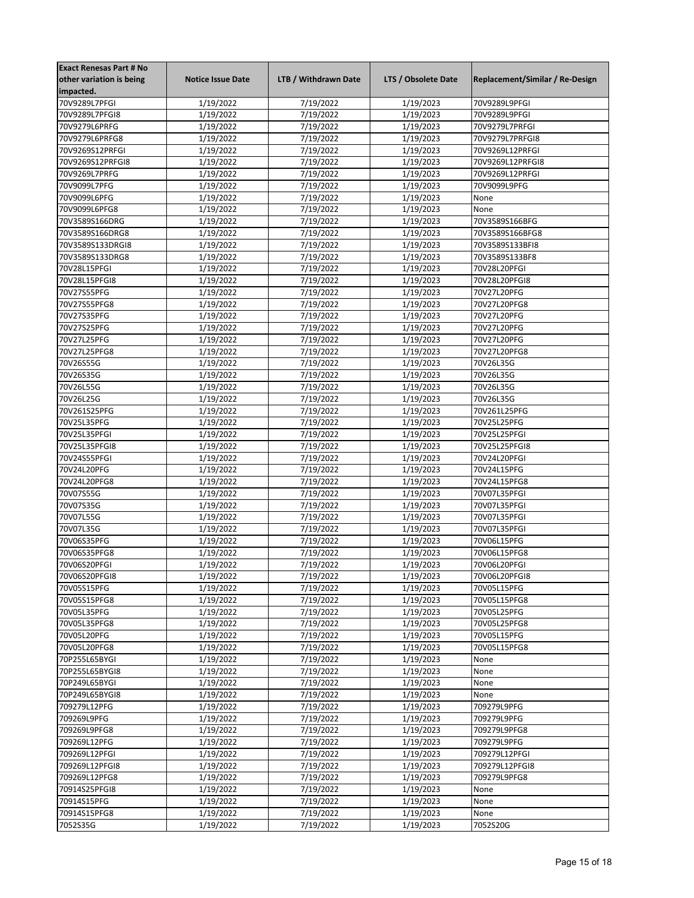| Exact Renesas Part # No other variation is being impacted. | Notice Issue Date | LTB / Withdrawn Date | LTS / Obsolete Date | Replacement/Similar / Re-Design |
|---|---|---|---|---|
| 70V9289L7PFGI | 1/19/2022 | 7/19/2022 | 1/19/2023 | 70V9289L9PFGI |
| 70V9289L7PFGI8 | 1/19/2022 | 7/19/2022 | 1/19/2023 | 70V9289L9PFGI |
| 70V9279L6PRFG | 1/19/2022 | 7/19/2022 | 1/19/2023 | 70V9279L7PRFGI |
| 70V9279L6PRFG8 | 1/19/2022 | 7/19/2022 | 1/19/2023 | 70V9279L7PRFGI8 |
| 70V9269S12PRFGI | 1/19/2022 | 7/19/2022 | 1/19/2023 | 70V9269L12PRFGI |
| 70V9269S12PRFGI8 | 1/19/2022 | 7/19/2022 | 1/19/2023 | 70V9269L12PRFGI8 |
| 70V9269L7PRFG | 1/19/2022 | 7/19/2022 | 1/19/2023 | 70V9269L12PRFGI |
| 70V9099L7PFG | 1/19/2022 | 7/19/2022 | 1/19/2023 | 70V9099L9PFG |
| 70V9099L6PFG | 1/19/2022 | 7/19/2022 | 1/19/2023 | None |
| 70V9099L6PFG8 | 1/19/2022 | 7/19/2022 | 1/19/2023 | None |
| 70V3589S166DRG | 1/19/2022 | 7/19/2022 | 1/19/2023 | 70V3589S166BFG |
| 70V3589S166DRG8 | 1/19/2022 | 7/19/2022 | 1/19/2023 | 70V3589S166BFG8 |
| 70V3589S133DRGI8 | 1/19/2022 | 7/19/2022 | 1/19/2023 | 70V3589S133BFI8 |
| 70V3589S133DRG8 | 1/19/2022 | 7/19/2022 | 1/19/2023 | 70V3589S133BF8 |
| 70V28L15PFGI | 1/19/2022 | 7/19/2022 | 1/19/2023 | 70V28L20PFGI |
| 70V28L15PFGI8 | 1/19/2022 | 7/19/2022 | 1/19/2023 | 70V28L20PFGI8 |
| 70V27S55PFG | 1/19/2022 | 7/19/2022 | 1/19/2023 | 70V27L20PFG |
| 70V27S55PFG8 | 1/19/2022 | 7/19/2022 | 1/19/2023 | 70V27L20PFG8 |
| 70V27S35PFG | 1/19/2022 | 7/19/2022 | 1/19/2023 | 70V27L20PFG |
| 70V27S25PFG | 1/19/2022 | 7/19/2022 | 1/19/2023 | 70V27L20PFG |
| 70V27L25PFG | 1/19/2022 | 7/19/2022 | 1/19/2023 | 70V27L20PFG |
| 70V27L25PFG8 | 1/19/2022 | 7/19/2022 | 1/19/2023 | 70V27L20PFG8 |
| 70V26S55G | 1/19/2022 | 7/19/2022 | 1/19/2023 | 70V26L35G |
| 70V26S35G | 1/19/2022 | 7/19/2022 | 1/19/2023 | 70V26L35G |
| 70V26L55G | 1/19/2022 | 7/19/2022 | 1/19/2023 | 70V26L35G |
| 70V26L25G | 1/19/2022 | 7/19/2022 | 1/19/2023 | 70V26L35G |
| 70V261S25PFG | 1/19/2022 | 7/19/2022 | 1/19/2023 | 70V261L25PFG |
| 70V25L35PFG | 1/19/2022 | 7/19/2022 | 1/19/2023 | 70V25L25PFG |
| 70V25L35PFGI | 1/19/2022 | 7/19/2022 | 1/19/2023 | 70V25L25PFGI |
| 70V25L35PFGI8 | 1/19/2022 | 7/19/2022 | 1/19/2023 | 70V25L25PFGI8 |
| 70V24S55PFGI | 1/19/2022 | 7/19/2022 | 1/19/2023 | 70V24L20PFGI |
| 70V24L20PFG | 1/19/2022 | 7/19/2022 | 1/19/2023 | 70V24L15PFG |
| 70V24L20PFG8 | 1/19/2022 | 7/19/2022 | 1/19/2023 | 70V24L15PFG8 |
| 70V07S55G | 1/19/2022 | 7/19/2022 | 1/19/2023 | 70V07L35PFGI |
| 70V07S35G | 1/19/2022 | 7/19/2022 | 1/19/2023 | 70V07L35PFGI |
| 70V07L55G | 1/19/2022 | 7/19/2022 | 1/19/2023 | 70V07L35PFGI |
| 70V07L35G | 1/19/2022 | 7/19/2022 | 1/19/2023 | 70V07L35PFGI |
| 70V06S35PFG | 1/19/2022 | 7/19/2022 | 1/19/2023 | 70V06L15PFG |
| 70V06S35PFG8 | 1/19/2022 | 7/19/2022 | 1/19/2023 | 70V06L15PFG8 |
| 70V06S20PFGI | 1/19/2022 | 7/19/2022 | 1/19/2023 | 70V06L20PFGI |
| 70V06S20PFGI8 | 1/19/2022 | 7/19/2022 | 1/19/2023 | 70V06L20PFGI8 |
| 70V05S15PFG | 1/19/2022 | 7/19/2022 | 1/19/2023 | 70V05L15PFG |
| 70V05S15PFG8 | 1/19/2022 | 7/19/2022 | 1/19/2023 | 70V05L15PFG8 |
| 70V05L35PFG | 1/19/2022 | 7/19/2022 | 1/19/2023 | 70V05L25PFG |
| 70V05L35PFG8 | 1/19/2022 | 7/19/2022 | 1/19/2023 | 70V05L25PFG8 |
| 70V05L20PFG | 1/19/2022 | 7/19/2022 | 1/19/2023 | 70V05L15PFG |
| 70V05L20PFG8 | 1/19/2022 | 7/19/2022 | 1/19/2023 | 70V05L15PFG8 |
| 70P255L65BYGI | 1/19/2022 | 7/19/2022 | 1/19/2023 | None |
| 70P255L65BYGI8 | 1/19/2022 | 7/19/2022 | 1/19/2023 | None |
| 70P249L65BYGI | 1/19/2022 | 7/19/2022 | 1/19/2023 | None |
| 70P249L65BYGI8 | 1/19/2022 | 7/19/2022 | 1/19/2023 | None |
| 709279L12PFG | 1/19/2022 | 7/19/2022 | 1/19/2023 | 709279L9PFG |
| 709269L9PFG | 1/19/2022 | 7/19/2022 | 1/19/2023 | 709279L9PFG |
| 709269L9PFG8 | 1/19/2022 | 7/19/2022 | 1/19/2023 | 709279L9PFG8 |
| 709269L12PFG | 1/19/2022 | 7/19/2022 | 1/19/2023 | 709279L9PFG |
| 709269L12PFGI | 1/19/2022 | 7/19/2022 | 1/19/2023 | 709279L12PFGI |
| 709269L12PFGI8 | 1/19/2022 | 7/19/2022 | 1/19/2023 | 709279L12PFGI8 |
| 709269L12PFG8 | 1/19/2022 | 7/19/2022 | 1/19/2023 | 709279L9PFG8 |
| 70914S25PFGI8 | 1/19/2022 | 7/19/2022 | 1/19/2023 | None |
| 70914S15PFG | 1/19/2022 | 7/19/2022 | 1/19/2023 | None |
| 70914S15PFG8 | 1/19/2022 | 7/19/2022 | 1/19/2023 | None |
| 7052S35G | 1/19/2022 | 7/19/2022 | 1/19/2023 | 7052S20G |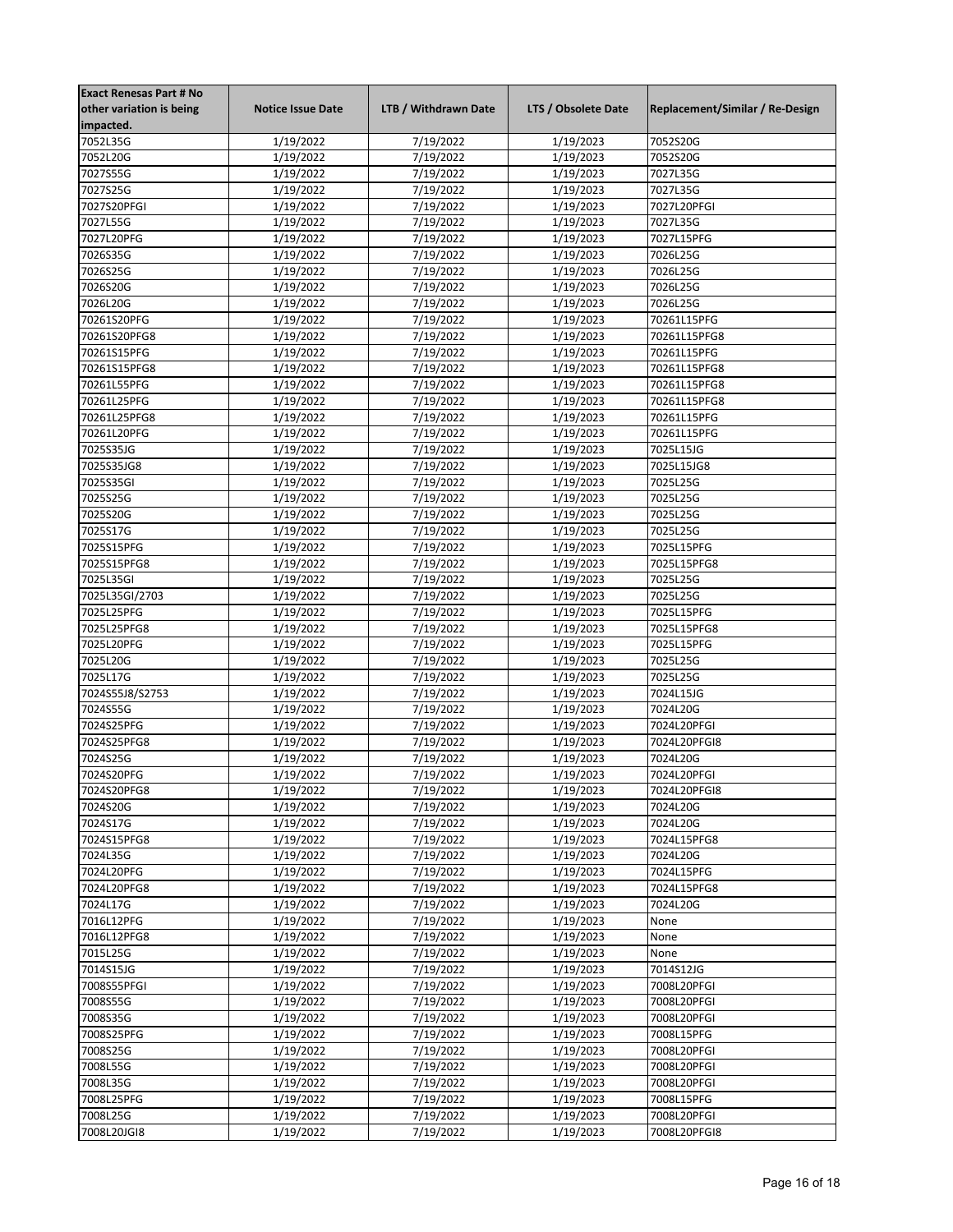| Exact Renesas Part # No other variation is being impacted. | Notice Issue Date | LTB / Withdrawn Date | LTS / Obsolete Date | Replacement/Similar / Re-Design |
|---|---|---|---|---|
| 7052L35G | 1/19/2022 | 7/19/2022 | 1/19/2023 | 7052S20G |
| 7052L20G | 1/19/2022 | 7/19/2022 | 1/19/2023 | 7052S20G |
| 7027S55G | 1/19/2022 | 7/19/2022 | 1/19/2023 | 7027L35G |
| 7027S25G | 1/19/2022 | 7/19/2022 | 1/19/2023 | 7027L35G |
| 7027S20PFGI | 1/19/2022 | 7/19/2022 | 1/19/2023 | 7027L20PFGI |
| 7027L55G | 1/19/2022 | 7/19/2022 | 1/19/2023 | 7027L35G |
| 7027L20PFG | 1/19/2022 | 7/19/2022 | 1/19/2023 | 7027L15PFG |
| 7026S35G | 1/19/2022 | 7/19/2022 | 1/19/2023 | 7026L25G |
| 7026S25G | 1/19/2022 | 7/19/2022 | 1/19/2023 | 7026L25G |
| 7026S20G | 1/19/2022 | 7/19/2022 | 1/19/2023 | 7026L25G |
| 7026L20G | 1/19/2022 | 7/19/2022 | 1/19/2023 | 7026L25G |
| 70261S20PFG | 1/19/2022 | 7/19/2022 | 1/19/2023 | 70261L15PFG |
| 70261S20PFG8 | 1/19/2022 | 7/19/2022 | 1/19/2023 | 70261L15PFG8 |
| 70261S15PFG | 1/19/2022 | 7/19/2022 | 1/19/2023 | 70261L15PFG |
| 70261S15PFG8 | 1/19/2022 | 7/19/2022 | 1/19/2023 | 70261L15PFG8 |
| 70261L55PFG | 1/19/2022 | 7/19/2022 | 1/19/2023 | 70261L15PFG8 |
| 70261L25PFG | 1/19/2022 | 7/19/2022 | 1/19/2023 | 70261L15PFG8 |
| 70261L25PFG8 | 1/19/2022 | 7/19/2022 | 1/19/2023 | 70261L15PFG |
| 70261L20PFG | 1/19/2022 | 7/19/2022 | 1/19/2023 | 70261L15PFG |
| 7025S35JG | 1/19/2022 | 7/19/2022 | 1/19/2023 | 7025L15JG |
| 7025S35JG8 | 1/19/2022 | 7/19/2022 | 1/19/2023 | 7025L15JG8 |
| 7025S35GI | 1/19/2022 | 7/19/2022 | 1/19/2023 | 7025L25G |
| 7025S25G | 1/19/2022 | 7/19/2022 | 1/19/2023 | 7025L25G |
| 7025S20G | 1/19/2022 | 7/19/2022 | 1/19/2023 | 7025L25G |
| 7025S17G | 1/19/2022 | 7/19/2022 | 1/19/2023 | 7025L25G |
| 7025S15PFG | 1/19/2022 | 7/19/2022 | 1/19/2023 | 7025L15PFG |
| 7025S15PFG8 | 1/19/2022 | 7/19/2022 | 1/19/2023 | 7025L15PFG8 |
| 7025L35GI | 1/19/2022 | 7/19/2022 | 1/19/2023 | 7025L25G |
| 7025L35GI/2703 | 1/19/2022 | 7/19/2022 | 1/19/2023 | 7025L25G |
| 7025L25PFG | 1/19/2022 | 7/19/2022 | 1/19/2023 | 7025L15PFG |
| 7025L25PFG8 | 1/19/2022 | 7/19/2022 | 1/19/2023 | 7025L15PFG8 |
| 7025L20PFG | 1/19/2022 | 7/19/2022 | 1/19/2023 | 7025L15PFG |
| 7025L20G | 1/19/2022 | 7/19/2022 | 1/19/2023 | 7025L25G |
| 7025L17G | 1/19/2022 | 7/19/2022 | 1/19/2023 | 7025L25G |
| 7024S55J8/S2753 | 1/19/2022 | 7/19/2022 | 1/19/2023 | 7024L15JG |
| 7024S55G | 1/19/2022 | 7/19/2022 | 1/19/2023 | 7024L20G |
| 7024S25PFG | 1/19/2022 | 7/19/2022 | 1/19/2023 | 7024L20PFGI |
| 7024S25PFG8 | 1/19/2022 | 7/19/2022 | 1/19/2023 | 7024L20PFGI8 |
| 7024S25G | 1/19/2022 | 7/19/2022 | 1/19/2023 | 7024L20G |
| 7024S20PFG | 1/19/2022 | 7/19/2022 | 1/19/2023 | 7024L20PFGI |
| 7024S20PFG8 | 1/19/2022 | 7/19/2022 | 1/19/2023 | 7024L20PFGI8 |
| 7024S20G | 1/19/2022 | 7/19/2022 | 1/19/2023 | 7024L20G |
| 7024S17G | 1/19/2022 | 7/19/2022 | 1/19/2023 | 7024L20G |
| 7024S15PFG8 | 1/19/2022 | 7/19/2022 | 1/19/2023 | 7024L15PFG8 |
| 7024L35G | 1/19/2022 | 7/19/2022 | 1/19/2023 | 7024L20G |
| 7024L20PFG | 1/19/2022 | 7/19/2022 | 1/19/2023 | 7024L15PFG |
| 7024L20PFG8 | 1/19/2022 | 7/19/2022 | 1/19/2023 | 7024L15PFG8 |
| 7024L17G | 1/19/2022 | 7/19/2022 | 1/19/2023 | 7024L20G |
| 7016L12PFG | 1/19/2022 | 7/19/2022 | 1/19/2023 | None |
| 7016L12PFG8 | 1/19/2022 | 7/19/2022 | 1/19/2023 | None |
| 7015L25G | 1/19/2022 | 7/19/2022 | 1/19/2023 | None |
| 7014S15JG | 1/19/2022 | 7/19/2022 | 1/19/2023 | 7014S12JG |
| 7008S55PFGI | 1/19/2022 | 7/19/2022 | 1/19/2023 | 7008L20PFGI |
| 7008S55G | 1/19/2022 | 7/19/2022 | 1/19/2023 | 7008L20PFGI |
| 7008S35G | 1/19/2022 | 7/19/2022 | 1/19/2023 | 7008L20PFGI |
| 7008S25PFG | 1/19/2022 | 7/19/2022 | 1/19/2023 | 7008L15PFG |
| 7008S25G | 1/19/2022 | 7/19/2022 | 1/19/2023 | 7008L20PFGI |
| 7008L55G | 1/19/2022 | 7/19/2022 | 1/19/2023 | 7008L20PFGI |
| 7008L35G | 1/19/2022 | 7/19/2022 | 1/19/2023 | 7008L20PFGI |
| 7008L25PFG | 1/19/2022 | 7/19/2022 | 1/19/2023 | 7008L15PFG |
| 7008L25G | 1/19/2022 | 7/19/2022 | 1/19/2023 | 7008L20PFGI |
| 7008L20JGI8 | 1/19/2022 | 7/19/2022 | 1/19/2023 | 7008L20PFGI8 |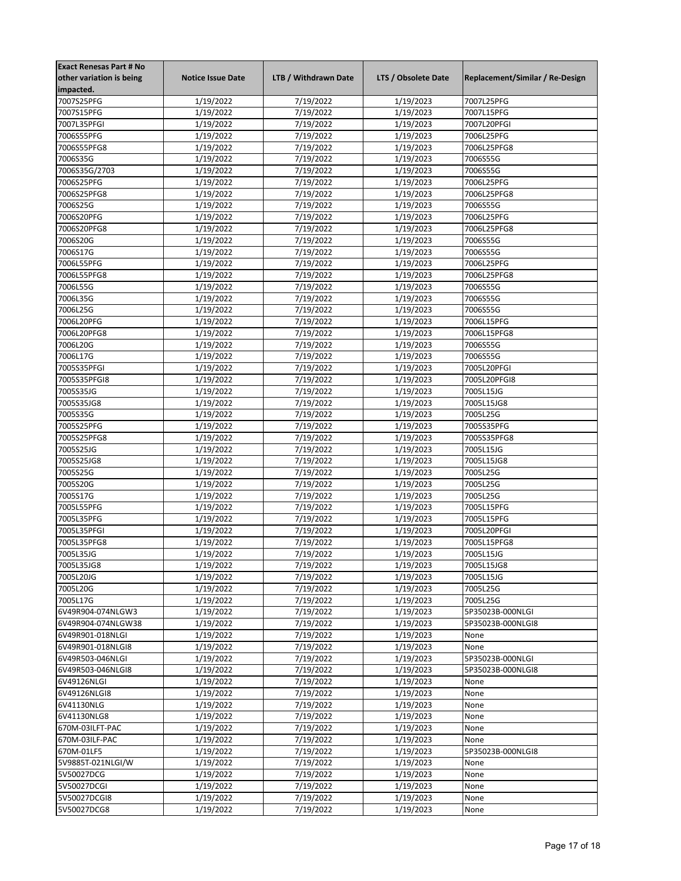| Exact Renesas Part # No other variation is being impacted. | Notice Issue Date | LTB / Withdrawn Date | LTS / Obsolete Date | Replacement/Similar / Re-Design |
|---|---|---|---|---|
| 7007S25PFG | 1/19/2022 | 7/19/2022 | 1/19/2023 | 7007L25PFG |
| 7007S15PFG | 1/19/2022 | 7/19/2022 | 1/19/2023 | 7007L15PFG |
| 7007L35PFGI | 1/19/2022 | 7/19/2022 | 1/19/2023 | 7007L20PFGI |
| 7006S55PFG | 1/19/2022 | 7/19/2022 | 1/19/2023 | 7006L25PFG |
| 7006S55PFG8 | 1/19/2022 | 7/19/2022 | 1/19/2023 | 7006L25PFG8 |
| 7006S35G | 1/19/2022 | 7/19/2022 | 1/19/2023 | 7006S55G |
| 7006S35G/2703 | 1/19/2022 | 7/19/2022 | 1/19/2023 | 7006S55G |
| 7006S25PFG | 1/19/2022 | 7/19/2022 | 1/19/2023 | 7006L25PFG |
| 7006S25PFG8 | 1/19/2022 | 7/19/2022 | 1/19/2023 | 7006L25PFG8 |
| 7006S25G | 1/19/2022 | 7/19/2022 | 1/19/2023 | 7006S55G |
| 7006S20PFG | 1/19/2022 | 7/19/2022 | 1/19/2023 | 7006L25PFG |
| 7006S20PFG8 | 1/19/2022 | 7/19/2022 | 1/19/2023 | 7006L25PFG8 |
| 7006S20G | 1/19/2022 | 7/19/2022 | 1/19/2023 | 7006S55G |
| 7006S17G | 1/19/2022 | 7/19/2022 | 1/19/2023 | 7006S55G |
| 7006L55PFG | 1/19/2022 | 7/19/2022 | 1/19/2023 | 7006L25PFG |
| 7006L55PFG8 | 1/19/2022 | 7/19/2022 | 1/19/2023 | 7006L25PFG8 |
| 7006L55G | 1/19/2022 | 7/19/2022 | 1/19/2023 | 7006S55G |
| 7006L35G | 1/19/2022 | 7/19/2022 | 1/19/2023 | 7006S55G |
| 7006L25G | 1/19/2022 | 7/19/2022 | 1/19/2023 | 7006S55G |
| 7006L20PFG | 1/19/2022 | 7/19/2022 | 1/19/2023 | 7006L15PFG |
| 7006L20PFG8 | 1/19/2022 | 7/19/2022 | 1/19/2023 | 7006L15PFG8 |
| 7006L20G | 1/19/2022 | 7/19/2022 | 1/19/2023 | 7006S55G |
| 7006L17G | 1/19/2022 | 7/19/2022 | 1/19/2023 | 7006S55G |
| 7005S35PFGI | 1/19/2022 | 7/19/2022 | 1/19/2023 | 7005L20PFGI |
| 7005S35PFGI8 | 1/19/2022 | 7/19/2022 | 1/19/2023 | 7005L20PFGI8 |
| 7005S35JG | 1/19/2022 | 7/19/2022 | 1/19/2023 | 7005L15JG |
| 7005S35JG8 | 1/19/2022 | 7/19/2022 | 1/19/2023 | 7005L15JG8 |
| 7005S35G | 1/19/2022 | 7/19/2022 | 1/19/2023 | 7005L25G |
| 7005S25PFG | 1/19/2022 | 7/19/2022 | 1/19/2023 | 7005S35PFG |
| 7005S25PFG8 | 1/19/2022 | 7/19/2022 | 1/19/2023 | 7005S35PFG8 |
| 7005S25JG | 1/19/2022 | 7/19/2022 | 1/19/2023 | 7005L15JG |
| 7005S25JG8 | 1/19/2022 | 7/19/2022 | 1/19/2023 | 7005L15JG8 |
| 7005S25G | 1/19/2022 | 7/19/2022 | 1/19/2023 | 7005L25G |
| 7005S20G | 1/19/2022 | 7/19/2022 | 1/19/2023 | 7005L25G |
| 7005S17G | 1/19/2022 | 7/19/2022 | 1/19/2023 | 7005L25G |
| 7005L55PFG | 1/19/2022 | 7/19/2022 | 1/19/2023 | 7005L15PFG |
| 7005L35PFG | 1/19/2022 | 7/19/2022 | 1/19/2023 | 7005L15PFG |
| 7005L35PFGI | 1/19/2022 | 7/19/2022 | 1/19/2023 | 7005L20PFGI |
| 7005L35PFG8 | 1/19/2022 | 7/19/2022 | 1/19/2023 | 7005L15PFG8 |
| 7005L35JG | 1/19/2022 | 7/19/2022 | 1/19/2023 | 7005L15JG |
| 7005L35JG8 | 1/19/2022 | 7/19/2022 | 1/19/2023 | 7005L15JG8 |
| 7005L20JG | 1/19/2022 | 7/19/2022 | 1/19/2023 | 7005L15JG |
| 7005L20G | 1/19/2022 | 7/19/2022 | 1/19/2023 | 7005L25G |
| 7005L17G | 1/19/2022 | 7/19/2022 | 1/19/2023 | 7005L25G |
| 6V49R904-074NLGW3 | 1/19/2022 | 7/19/2022 | 1/19/2023 | 5P35023B-000NLGI |
| 6V49R904-074NLGW38 | 1/19/2022 | 7/19/2022 | 1/19/2023 | 5P35023B-000NLGI8 |
| 6V49R901-018NLGI | 1/19/2022 | 7/19/2022 | 1/19/2023 | None |
| 6V49R901-018NLGI8 | 1/19/2022 | 7/19/2022 | 1/19/2023 | None |
| 6V49R503-046NLGI | 1/19/2022 | 7/19/2022 | 1/19/2023 | 5P35023B-000NLGI |
| 6V49R503-046NLGI8 | 1/19/2022 | 7/19/2022 | 1/19/2023 | 5P35023B-000NLGI8 |
| 6V49126NLGI | 1/19/2022 | 7/19/2022 | 1/19/2023 | None |
| 6V49126NLGI8 | 1/19/2022 | 7/19/2022 | 1/19/2023 | None |
| 6V41130NLG | 1/19/2022 | 7/19/2022 | 1/19/2023 | None |
| 6V41130NLG8 | 1/19/2022 | 7/19/2022 | 1/19/2023 | None |
| 670M-03ILFT-PAC | 1/19/2022 | 7/19/2022 | 1/19/2023 | None |
| 670M-03ILF-PAC | 1/19/2022 | 7/19/2022 | 1/19/2023 | None |
| 670M-01LF5 | 1/19/2022 | 7/19/2022 | 1/19/2023 | 5P35023B-000NLGI8 |
| 5V9885T-021NLGI/W | 1/19/2022 | 7/19/2022 | 1/19/2023 | None |
| 5V50027DCG | 1/19/2022 | 7/19/2022 | 1/19/2023 | None |
| 5V50027DCGI | 1/19/2022 | 7/19/2022 | 1/19/2023 | None |
| 5V50027DCGI8 | 1/19/2022 | 7/19/2022 | 1/19/2023 | None |
| 5V50027DCG8 | 1/19/2022 | 7/19/2022 | 1/19/2023 | None |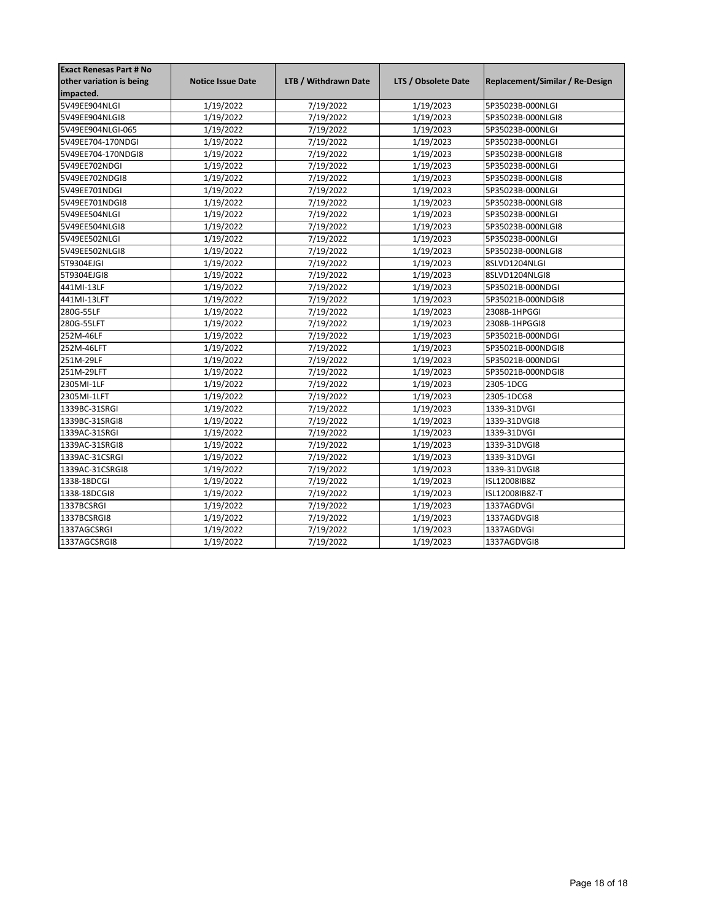| Exact Renesas Part # No other variation is being impacted. | Notice Issue Date | LTB / Withdrawn Date | LTS / Obsolete Date | Replacement/Similar / Re-Design |
|---|---|---|---|---|
| 5V49EE904NLGI | 1/19/2022 | 7/19/2022 | 1/19/2023 | 5P35023B-000NLGI |
| 5V49EE904NLGI8 | 1/19/2022 | 7/19/2022 | 1/19/2023 | 5P35023B-000NLGI8 |
| 5V49EE904NLGI-065 | 1/19/2022 | 7/19/2022 | 1/19/2023 | 5P35023B-000NLGI |
| 5V49EE704-170NDGI | 1/19/2022 | 7/19/2022 | 1/19/2023 | 5P35023B-000NLGI |
| 5V49EE704-170NDGI8 | 1/19/2022 | 7/19/2022 | 1/19/2023 | 5P35023B-000NLGI8 |
| 5V49EE702NDGI | 1/19/2022 | 7/19/2022 | 1/19/2023 | 5P35023B-000NLGI |
| 5V49EE702NDGI8 | 1/19/2022 | 7/19/2022 | 1/19/2023 | 5P35023B-000NLGI8 |
| 5V49EE701NDGI | 1/19/2022 | 7/19/2022 | 1/19/2023 | 5P35023B-000NLGI |
| 5V49EE701NDGI8 | 1/19/2022 | 7/19/2022 | 1/19/2023 | 5P35023B-000NLGI8 |
| 5V49EE504NLGI | 1/19/2022 | 7/19/2022 | 1/19/2023 | 5P35023B-000NLGI |
| 5V49EE504NLGI8 | 1/19/2022 | 7/19/2022 | 1/19/2023 | 5P35023B-000NLGI8 |
| 5V49EE502NLGI | 1/19/2022 | 7/19/2022 | 1/19/2023 | 5P35023B-000NLGI |
| 5V49EE502NLGI8 | 1/19/2022 | 7/19/2022 | 1/19/2023 | 5P35023B-000NLGI8 |
| 5T9304EJGI | 1/19/2022 | 7/19/2022 | 1/19/2023 | 8SLVD1204NLGI |
| 5T9304EJGI8 | 1/19/2022 | 7/19/2022 | 1/19/2023 | 8SLVD1204NLGI8 |
| 441MI-13LF | 1/19/2022 | 7/19/2022 | 1/19/2023 | 5P35021B-000NDGI |
| 441MI-13LFT | 1/19/2022 | 7/19/2022 | 1/19/2023 | 5P35021B-000NDGI8 |
| 280G-55LF | 1/19/2022 | 7/19/2022 | 1/19/2023 | 2308B-1HPGGI |
| 280G-55LFT | 1/19/2022 | 7/19/2022 | 1/19/2023 | 2308B-1HPGGI8 |
| 252M-46LF | 1/19/2022 | 7/19/2022 | 1/19/2023 | 5P35021B-000NDGI |
| 252M-46LFT | 1/19/2022 | 7/19/2022 | 1/19/2023 | 5P35021B-000NDGI8 |
| 251M-29LF | 1/19/2022 | 7/19/2022 | 1/19/2023 | 5P35021B-000NDGI |
| 251M-29LFT | 1/19/2022 | 7/19/2022 | 1/19/2023 | 5P35021B-000NDGI8 |
| 2305MI-1LF | 1/19/2022 | 7/19/2022 | 1/19/2023 | 2305-1DCG |
| 2305MI-1LFT | 1/19/2022 | 7/19/2022 | 1/19/2023 | 2305-1DCG8 |
| 1339BC-31SRGI | 1/19/2022 | 7/19/2022 | 1/19/2023 | 1339-31DVGI |
| 1339BC-31SRGI8 | 1/19/2022 | 7/19/2022 | 1/19/2023 | 1339-31DVGI8 |
| 1339AC-31SRGI | 1/19/2022 | 7/19/2022 | 1/19/2023 | 1339-31DVGI |
| 1339AC-31SRGI8 | 1/19/2022 | 7/19/2022 | 1/19/2023 | 1339-31DVGI8 |
| 1339AC-31CSRGI | 1/19/2022 | 7/19/2022 | 1/19/2023 | 1339-31DVGI |
| 1339AC-31CSRGI8 | 1/19/2022 | 7/19/2022 | 1/19/2023 | 1339-31DVGI8 |
| 1338-18DCGI | 1/19/2022 | 7/19/2022 | 1/19/2023 | ISL12008IB8Z |
| 1338-18DCGI8 | 1/19/2022 | 7/19/2022 | 1/19/2023 | ISL12008IB8Z-T |
| 1337BCSRGI | 1/19/2022 | 7/19/2022 | 1/19/2023 | 1337AGDVGI |
| 1337BCSRGI8 | 1/19/2022 | 7/19/2022 | 1/19/2023 | 1337AGDVGI8 |
| 1337AGCSRGI | 1/19/2022 | 7/19/2022 | 1/19/2023 | 1337AGDVGI |
| 1337AGCSRGI8 | 1/19/2022 | 7/19/2022 | 1/19/2023 | 1337AGDVGI8 |